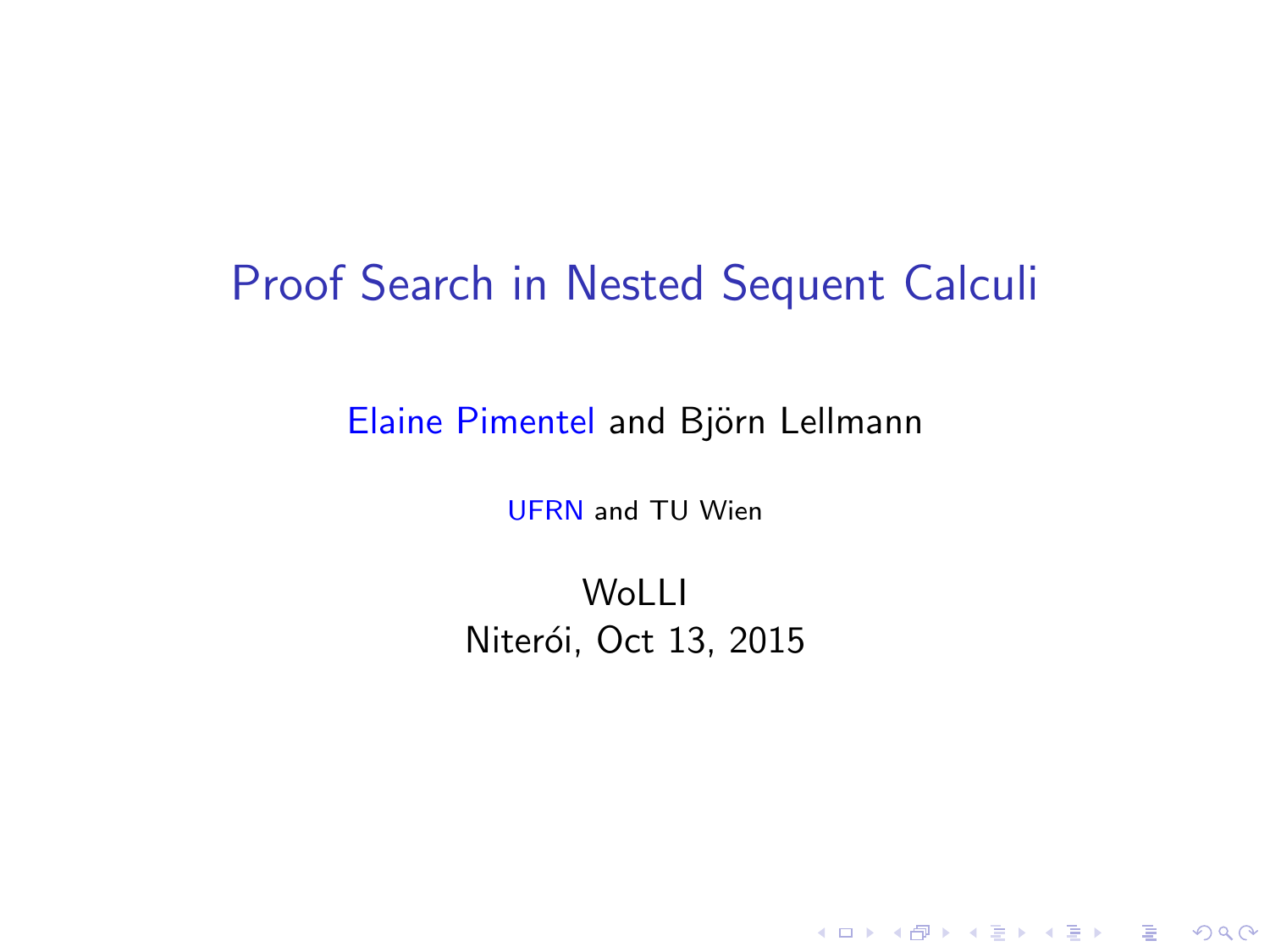# Proof Search in Nested Sequent Calculi

Elaine Pimentel and Björn Lellmann

UFRN and TU Wien

WoLLI
Niterói, Oct 13, 2015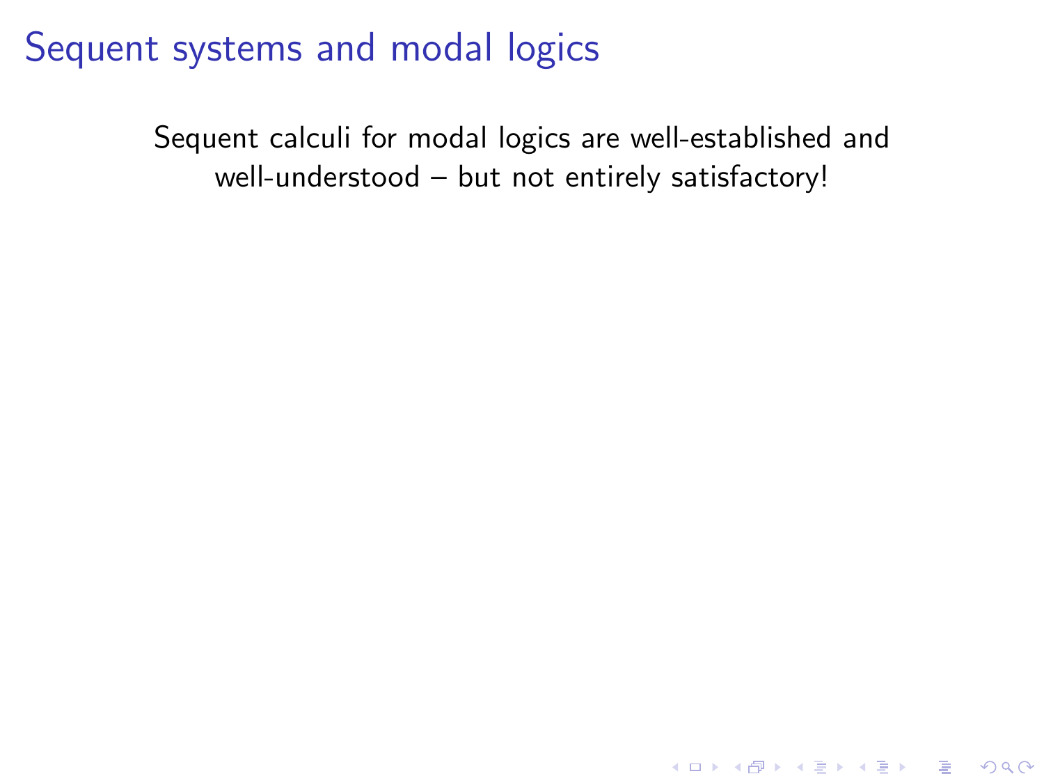# Sequent systems and modal logics

Sequent calculi for modal logics are well-established and well-understood – but not entirely satisfactory!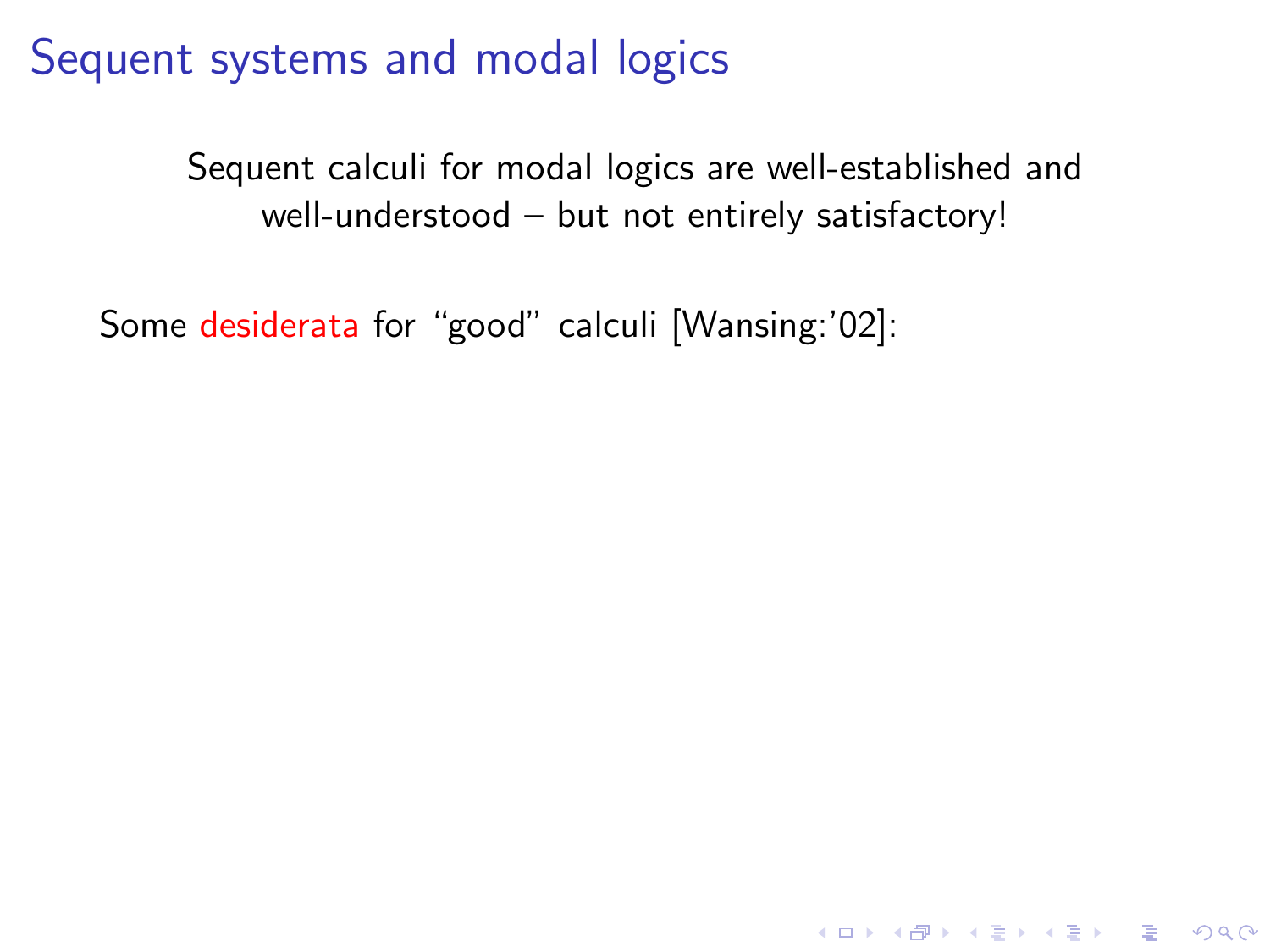# Sequent systems and modal logics

Sequent calculi for modal logics are well-established and well-understood – but not entirely satisfactory!

Some desiderata for "good" calculi [Wansing:'02]: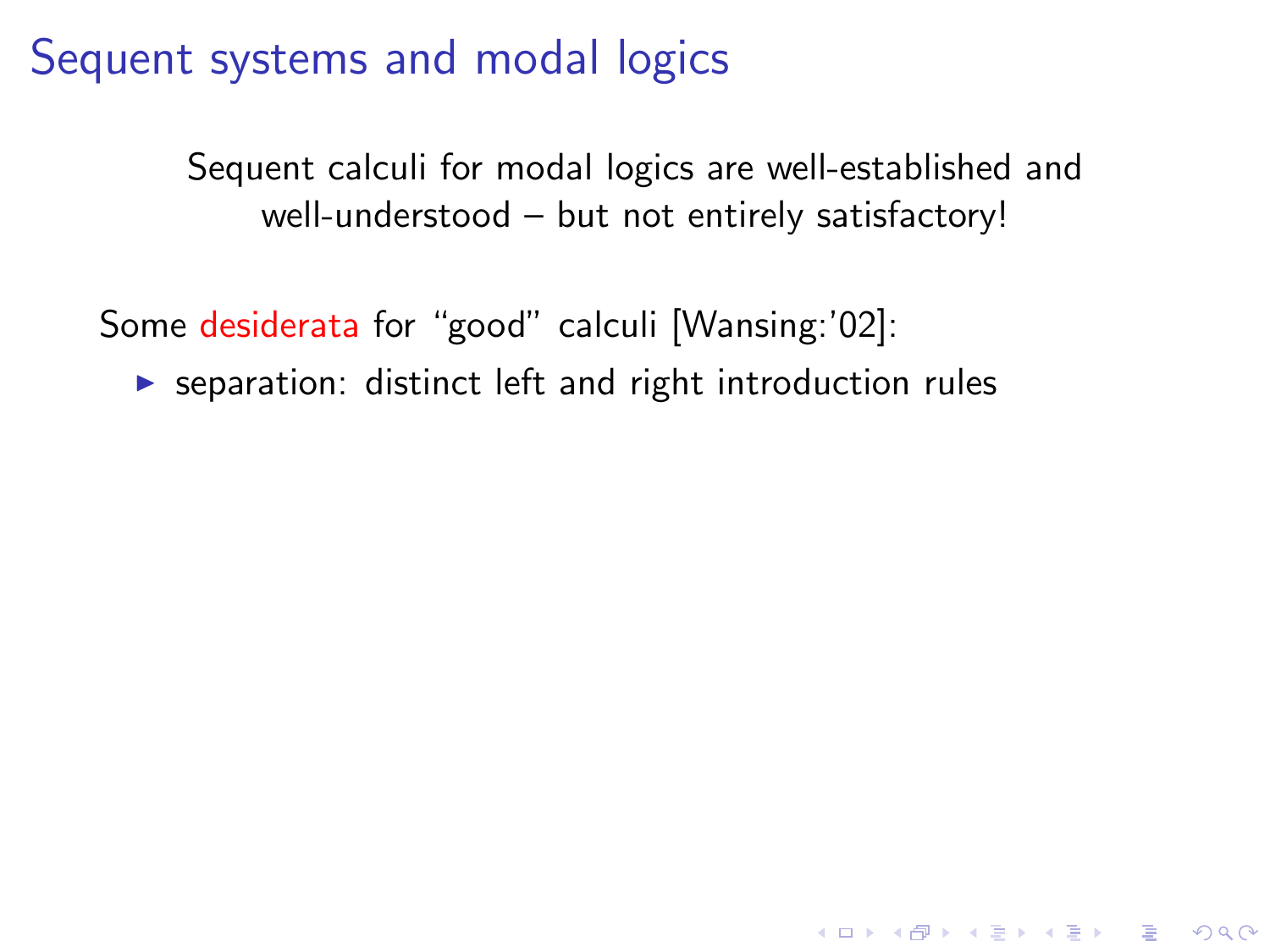# Sequent systems and modal logics

Sequent calculi for modal logics are well-established and well-understood – but not entirely satisfactory!

Some desiderata for "good" calculi [Wansing:'02]:

- separation: distinct left and right introduction rules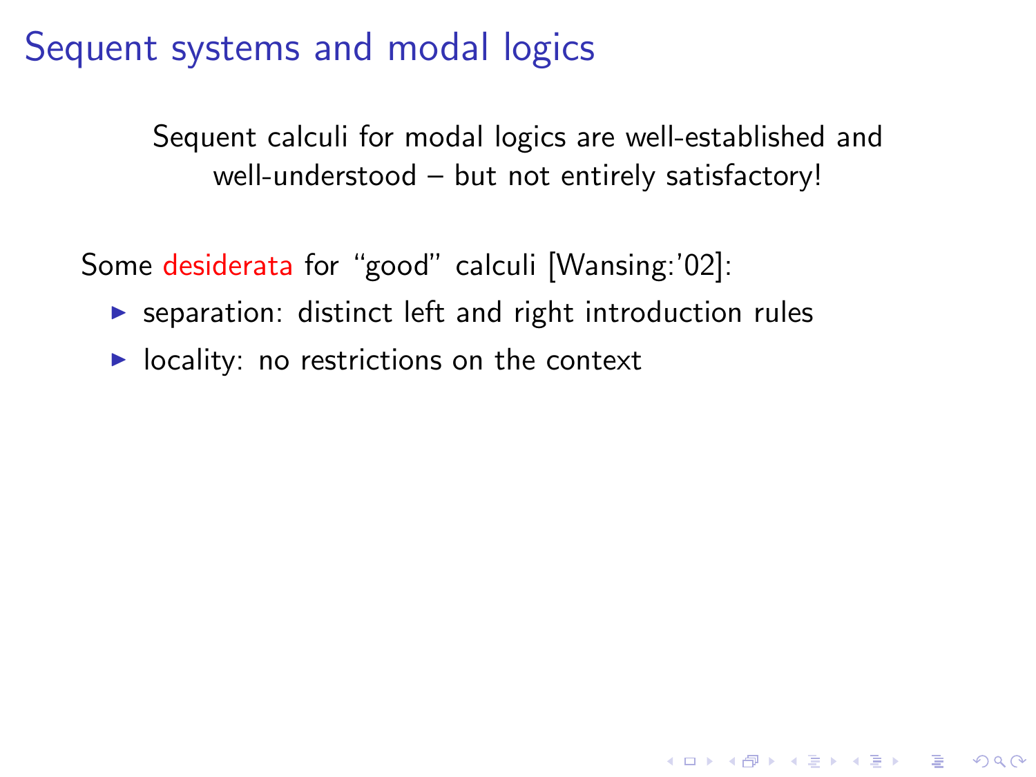# Sequent systems and modal logics

Sequent calculi for modal logics are well-established and well-understood – but not entirely satisfactory!

Some desiderata for "good" calculi [Wansing:'02]:

- separation: distinct left and right introduction rules
- locality: no restrictions on the context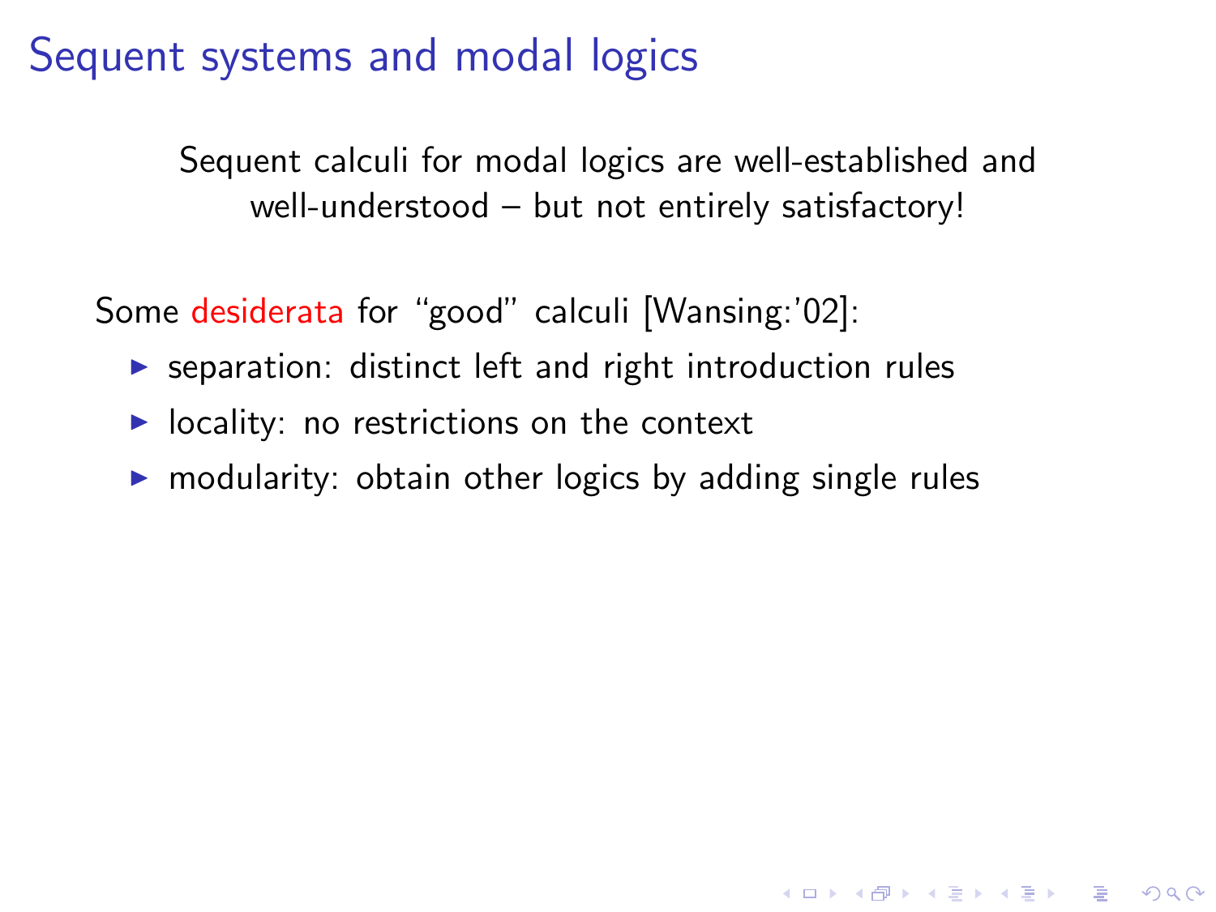# Sequent systems and modal logics

Sequent calculi for modal logics are well-established and well-understood – but not entirely satisfactory!

Some desiderata for "good" calculi [Wansing:'02]:

- separation: distinct left and right introduction rules
- locality: no restrictions on the context
- modularity: obtain other logics by adding single rules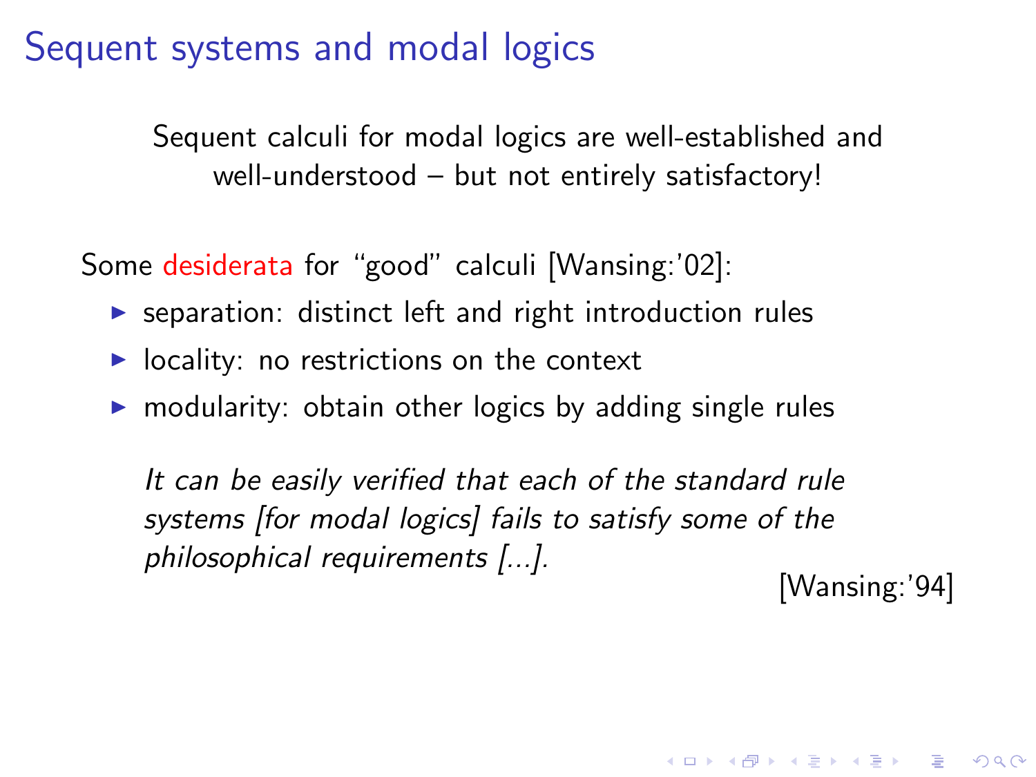# Sequent systems and modal logics

Sequent calculi for modal logics are well-established and well-understood – but not entirely satisfactory!

Some desiderata for "good" calculi [Wansing:'02]:

- separation: distinct left and right introduction rules
- locality: no restrictions on the context
- modularity: obtain other logics by adding single rules

> *It can be easily verified that each of the standard rule systems [for modal logics] fails to satisfy some of the philosophical requirements [...].*
>
> [Wansing:'94]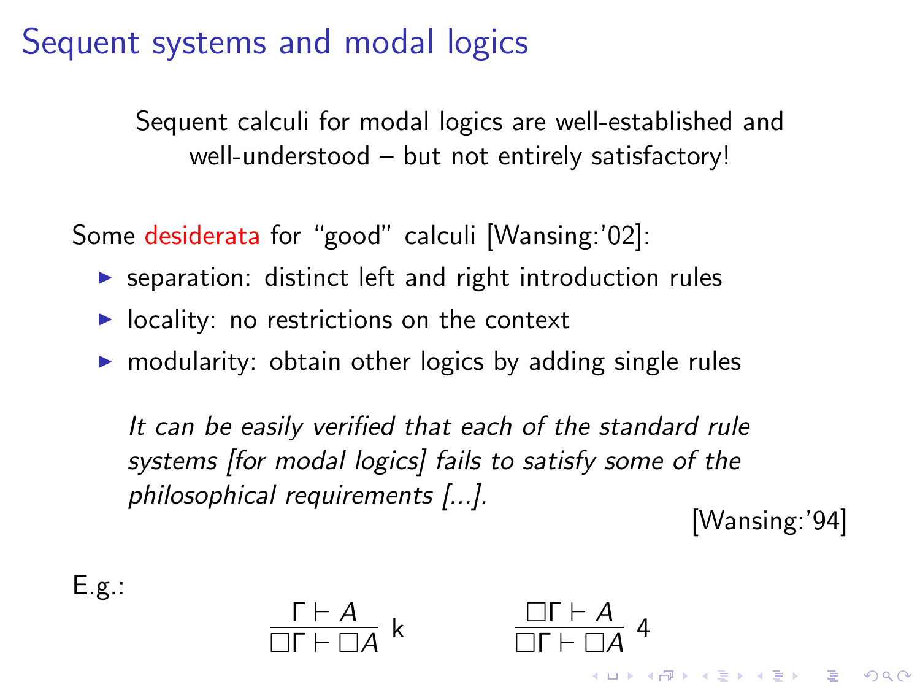# Sequent systems and modal logics

Sequent calculi for modal logics are well-established and well-understood – but not entirely satisfactory!

Some desiderata for "good" calculi [Wansing:'02]:

- separation: distinct left and right introduction rules
- locality: no restrictions on the context
- modularity: obtain other logics by adding single rules

> *It can be easily verified that each of the standard rule systems [for modal logics] fails to satisfy some of the philosophical requirements [...].*
>
> [Wansing:'94]

E.g.:

$$\frac{\Gamma \vdash A}{\Box\Gamma \vdash \Box A}\ \mathsf{k} \qquad\qquad \frac{\Box\Gamma \vdash A}{\Box\Gamma \vdash \Box A}\ 4$$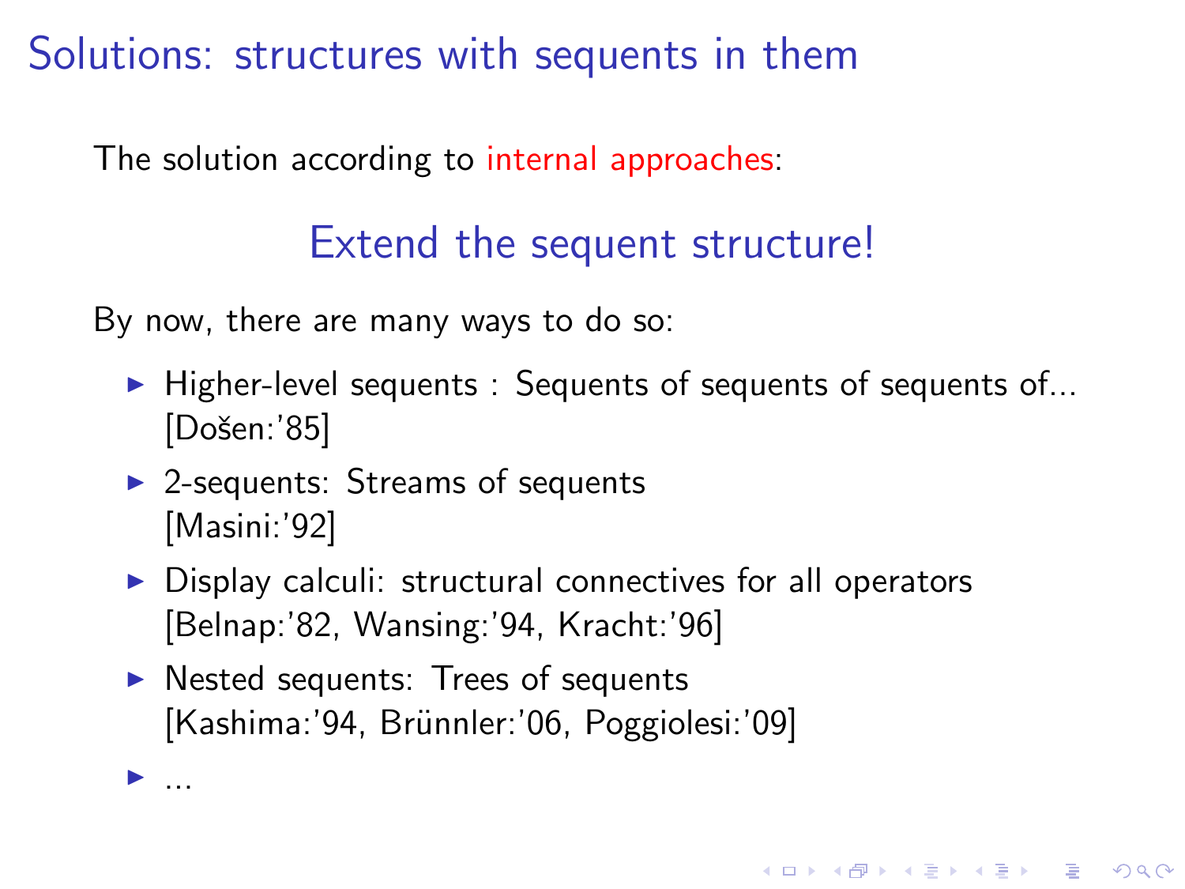# Solutions: structures with sequents in them

The solution according to internal approaches:

## Extend the sequent structure!

By now, there are many ways to do so:

- Higher-level sequents : Sequents of sequents of sequents of...
  [Došen:'85]
- 2-sequents: Streams of sequents
  [Masini:'92]
- Display calculi: structural connectives for all operators
  [Belnap:'82, Wansing:'94, Kracht:'96]
- Nested sequents: Trees of sequents
  [Kashima:'94, Brünnler:'06, Poggiolesi:'09]
- ...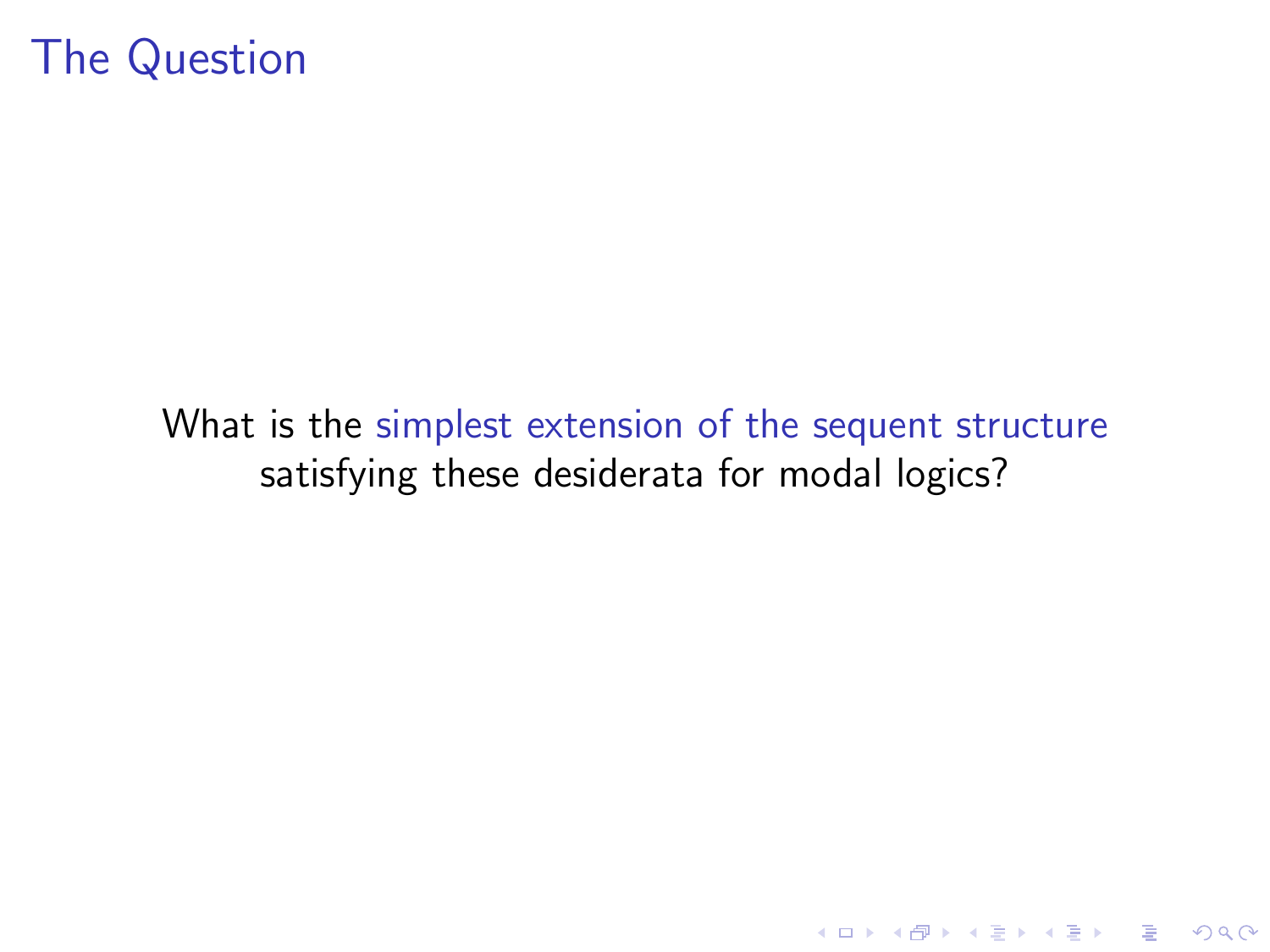# The Question

What is the simplest extension of the sequent structure satisfying these desiderata for modal logics?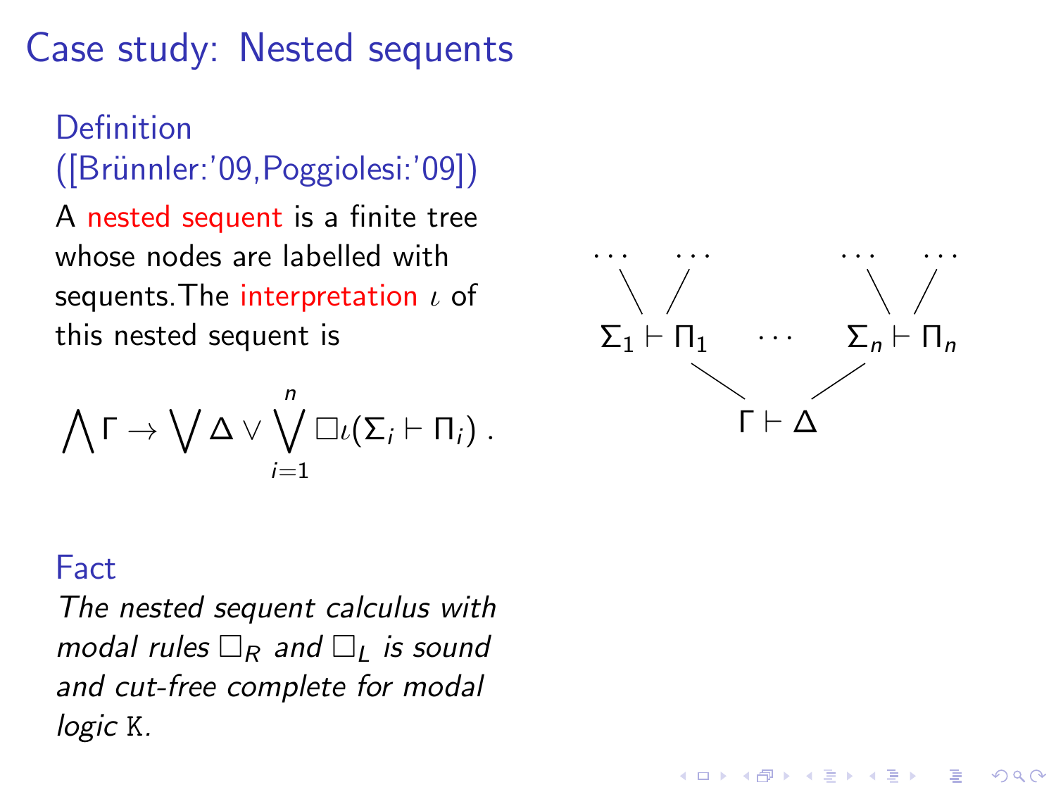# Case study: Nested sequents

**Definition ([Brünnler:'09,Poggiolesi:'09])**

A nested sequent is a finite tree whose nodes are labelled with sequents. The interpretation $\iota$ of this nested sequent is

$$\bigwedge \Gamma \to \bigvee \Delta \vee \bigvee_{i=1}^{n} \Box \iota(\Sigma_i \vdash \Pi_i) \; .$$

$$\begin{array}{ccc} \Sigma_1 \vdash \Pi_1 & \cdots & \Sigma_n \vdash \Pi_n \\ & \Gamma \vdash \Delta & \end{array}$$

**Fact**

*The nested sequent calculus with modal rules $\Box_R$ and $\Box_L$ is sound and cut-free complete for modal logic* K.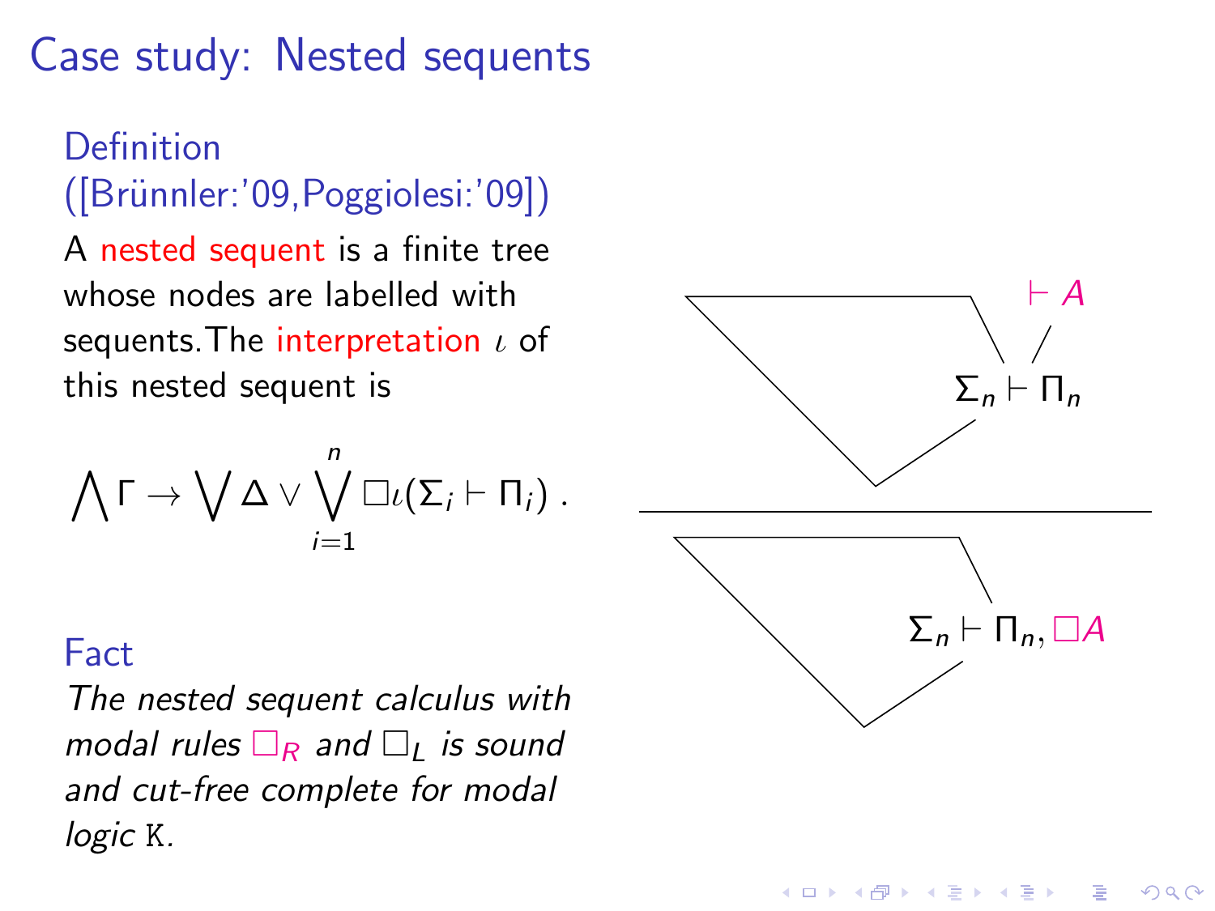# Case study: Nested sequents

**Definition ([Brünnler:'09,Poggiolesi:'09])**

A nested sequent is a finite tree whose nodes are labelled with sequents. The interpretation $\iota$ of this nested sequent is

$$\bigwedge \Gamma \rightarrow \bigvee \Delta \vee \bigvee_{i=1}^{n} \Box \iota(\Sigma_i \vdash \Pi_i) \ .$$

$$\frac{\Sigma_n \vdash \Pi_n \quad \vdash A}{\Sigma_n \vdash \Pi_n, \Box A}$$

**Fact**

*The nested sequent calculus with modal rules $\Box_R$ and $\Box_L$ is sound and cut-free complete for modal logic* K.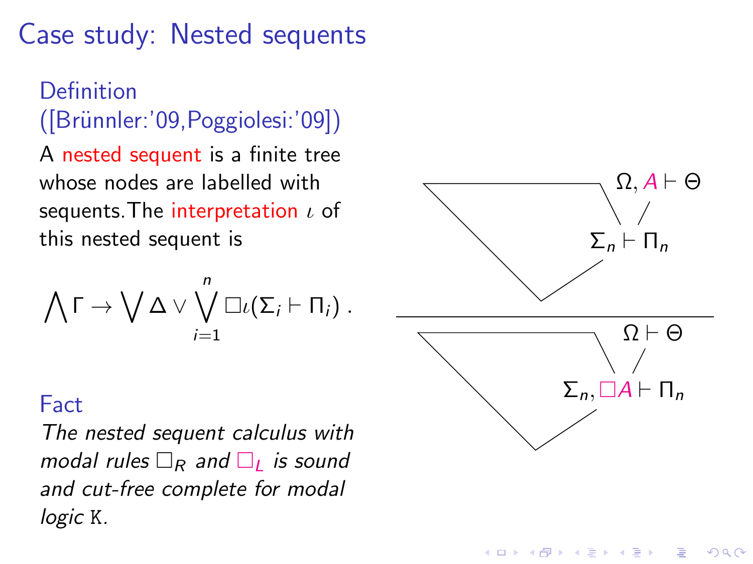# Case study: Nested sequents

### Definition ([Brünnler:'09,Poggiolesi:'09])

A nested sequent is a finite tree whose nodes are labelled with sequents. The interpretation $\iota$ of this nested sequent is

$$\bigwedge \Gamma \to \bigvee \Delta \vee \bigvee_{i=1}^{n} \Box \iota(\Sigma_i \vdash \Pi_i) \; .$$

### Fact

*The nested sequent calculus with modal rules $\Box_R$ and $\Box_L$ is sound and cut-free complete for modal logic* K.

$$\frac{\Omega, A \vdash \Theta \quad / \quad \Sigma_n \vdash \Pi_n}{\Omega \vdash \Theta \quad / \quad \Sigma_n, \Box A \vdash \Pi_n}$$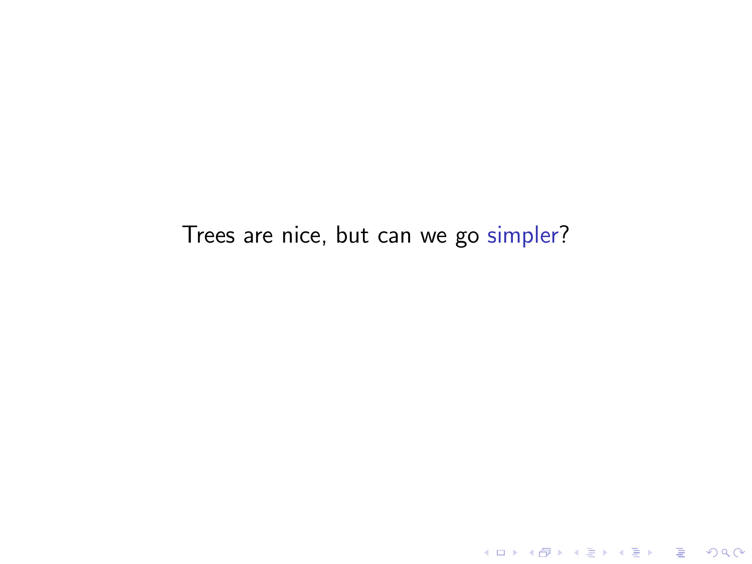Trees are nice, but can we go simpler?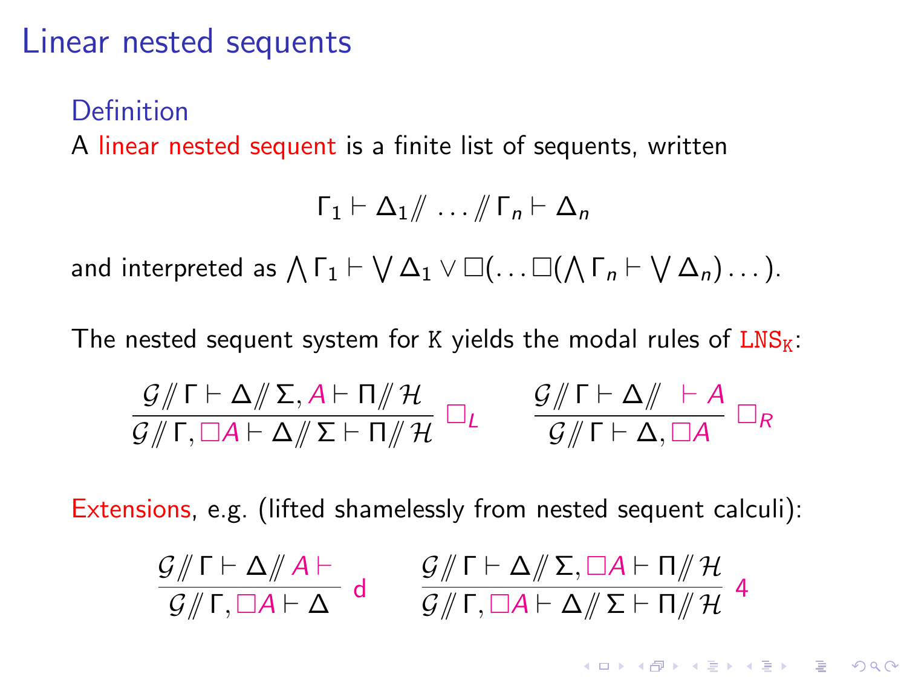# Linear nested sequents

### Definition

A linear nested sequent is a finite list of sequents, written

$$\Gamma_1 \vdash \Delta_1 /\!\!/ \ldots /\!\!/ \Gamma_n \vdash \Delta_n$$

and interpreted as $\bigwedge \Gamma_1 \vdash \bigvee \Delta_1 \vee \Box(\ldots \Box(\bigwedge \Gamma_n \vdash \bigvee \Delta_n) \ldots)$.

The nested sequent system for $\mathtt{K}$ yields the modal rules of $\mathtt{LNS_K}$:

$$\frac{\mathcal{G} /\!\!/ \Gamma \vdash \Delta /\!\!/ \Sigma, A \vdash \Pi /\!\!/ \mathcal{H}}{\mathcal{G} /\!\!/ \Gamma, \Box A \vdash \Delta /\!\!/ \Sigma \vdash \Pi /\!\!/ \mathcal{H}} \; \Box_L \qquad \frac{\mathcal{G} /\!\!/ \Gamma \vdash \Delta /\!\!/ \;\vdash A}{\mathcal{G} /\!\!/ \Gamma \vdash \Delta, \Box A} \; \Box_R$$

Extensions, e.g. (lifted shamelessly from nested sequent calculi):

$$\frac{\mathcal{G} /\!\!/ \Gamma \vdash \Delta /\!\!/ A \vdash}{\mathcal{G} /\!\!/ \Gamma, \Box A \vdash \Delta} \; \mathsf{d} \qquad \frac{\mathcal{G} /\!\!/ \Gamma \vdash \Delta /\!\!/ \Sigma, \Box A \vdash \Pi /\!\!/ \mathcal{H}}{\mathcal{G} /\!\!/ \Gamma, \Box A \vdash \Delta /\!\!/ \Sigma \vdash \Pi /\!\!/ \mathcal{H}} \; 4$$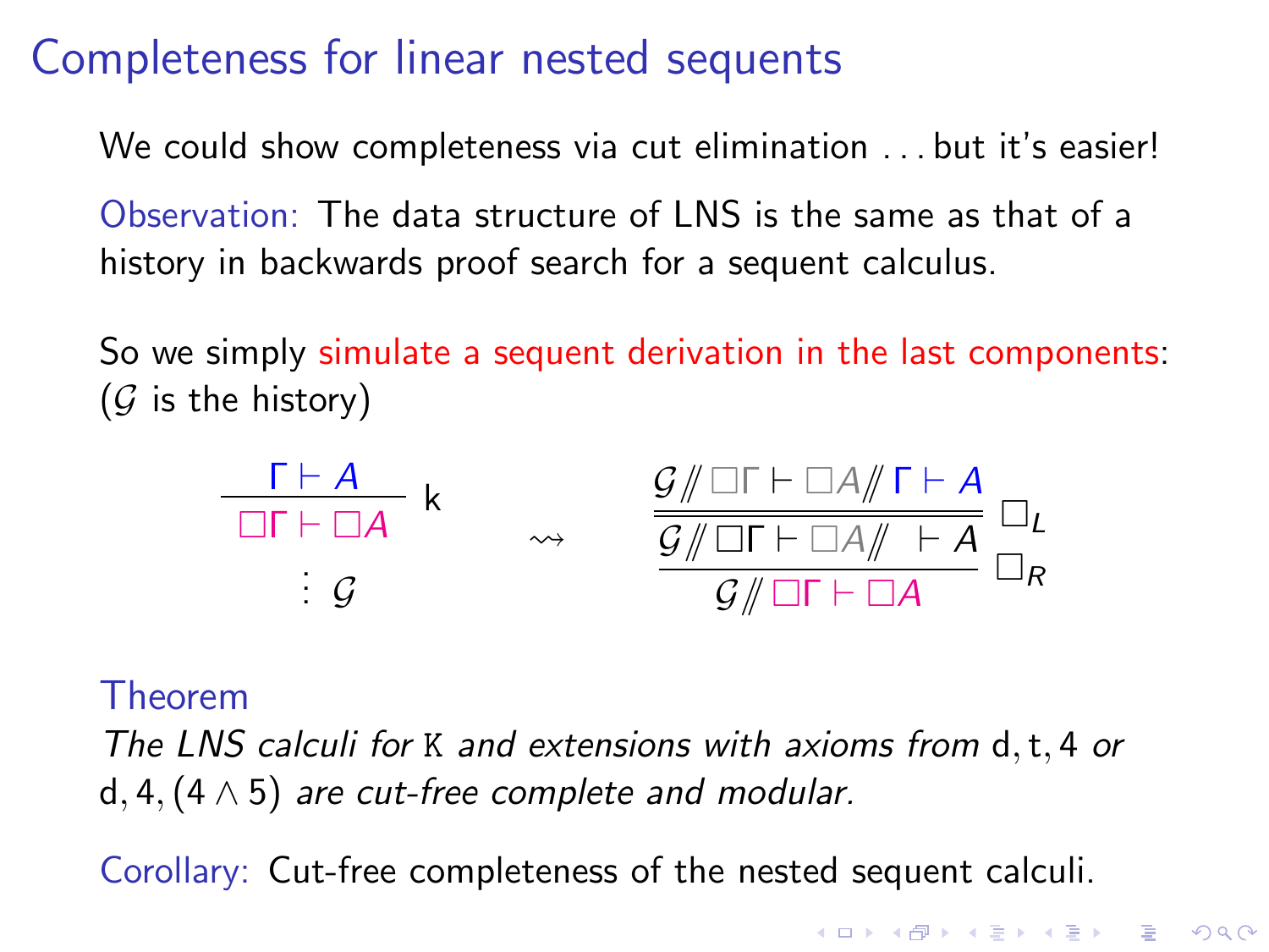# Completeness for linear nested sequents

We could show completeness via cut elimination ... but it's easier!

Observation: The data structure of LNS is the same as that of a history in backwards proof search for a sequent calculus.

So we simply simulate a sequent derivation in the last components: ($\mathcal{G}$ is the history)

$$\dfrac{\Gamma \vdash A}{\Box\Gamma \vdash \Box A}\ \mathsf{k} \quad \vdots\ \mathcal{G} \qquad \rightsquigarrow \qquad \dfrac{\dfrac{\mathcal{G} \mathbin{/\!\!/} \Box\Gamma \vdash \Box A \mathbin{/\!\!/} \Gamma \vdash A}{\mathcal{G} \mathbin{/\!\!/} \Box\Gamma \vdash \Box A \mathbin{/\!\!/} \ \vdash A}\ \Box_L}{\mathcal{G} \mathbin{/\!\!/} \Box\Gamma \vdash \Box A}\ \Box_R$$

**Theorem**

*The LNS calculi for* $\mathtt{K}$ *and extensions with axioms from* $\mathsf{d}, \mathsf{t}, 4$ *or* $\mathsf{d}, 4, (4 \wedge 5)$ *are cut-free complete and modular.*

Corollary: Cut-free completeness of the nested sequent calculi.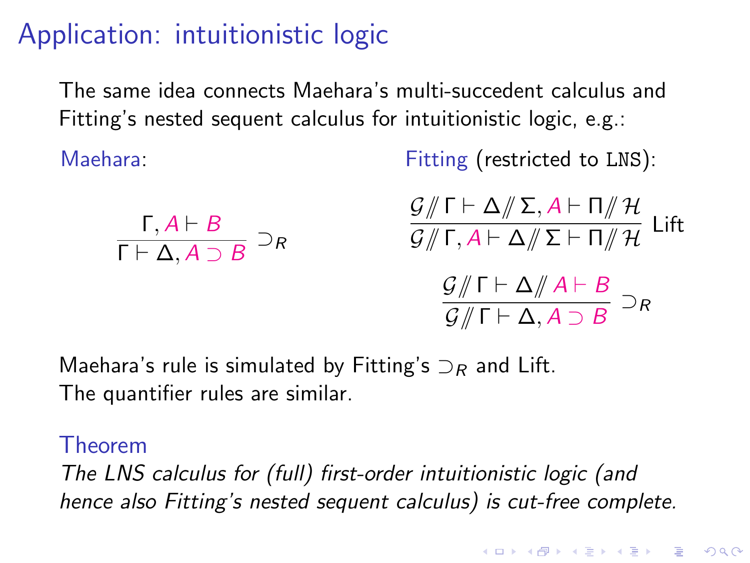# Application: intuitionistic logic

The same idea connects Maehara's multi-succedent calculus and Fitting's nested sequent calculus for intuitionistic logic, e.g.:

Maehara:

$$\frac{\Gamma, A \vdash B}{\Gamma \vdash \Delta, A \supset B} \supset_R$$

Fitting (restricted to LNS):

$$\frac{\mathcal{G} /\!\!/ \Gamma \vdash \Delta /\!\!/ \Sigma, A \vdash \Pi /\!\!/ \mathcal{H}}{\mathcal{G} /\!\!/ \Gamma, A \vdash \Delta /\!\!/ \Sigma \vdash \Pi /\!\!/ \mathcal{H}} \text{ Lift}$$

$$\frac{\mathcal{G} /\!\!/ \Gamma \vdash \Delta /\!\!/ A \vdash B}{\mathcal{G} /\!\!/ \Gamma \vdash \Delta, A \supset B} \supset_R$$

Maehara's rule is simulated by Fitting's $\supset_R$ and Lift.
The quantifier rules are similar.

**Theorem**

*The LNS calculus for (full) first-order intuitionistic logic (and hence also Fitting's nested sequent calculus) is cut-free complete.*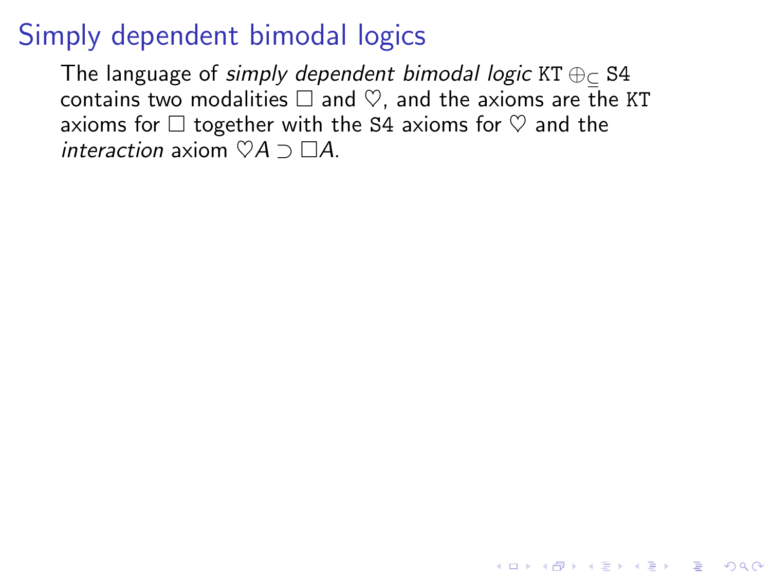# Simply dependent bimodal logics

The language of *simply dependent bimodal logic* $\mathtt{KT} \oplus_{\subseteq} \mathtt{S4}$ contains two modalities $\Box$ and $\heartsuit$, and the axioms are the KT axioms for $\Box$ together with the S4 axioms for $\heartsuit$ and the *interaction* axiom $\heartsuit A \supset \Box A$.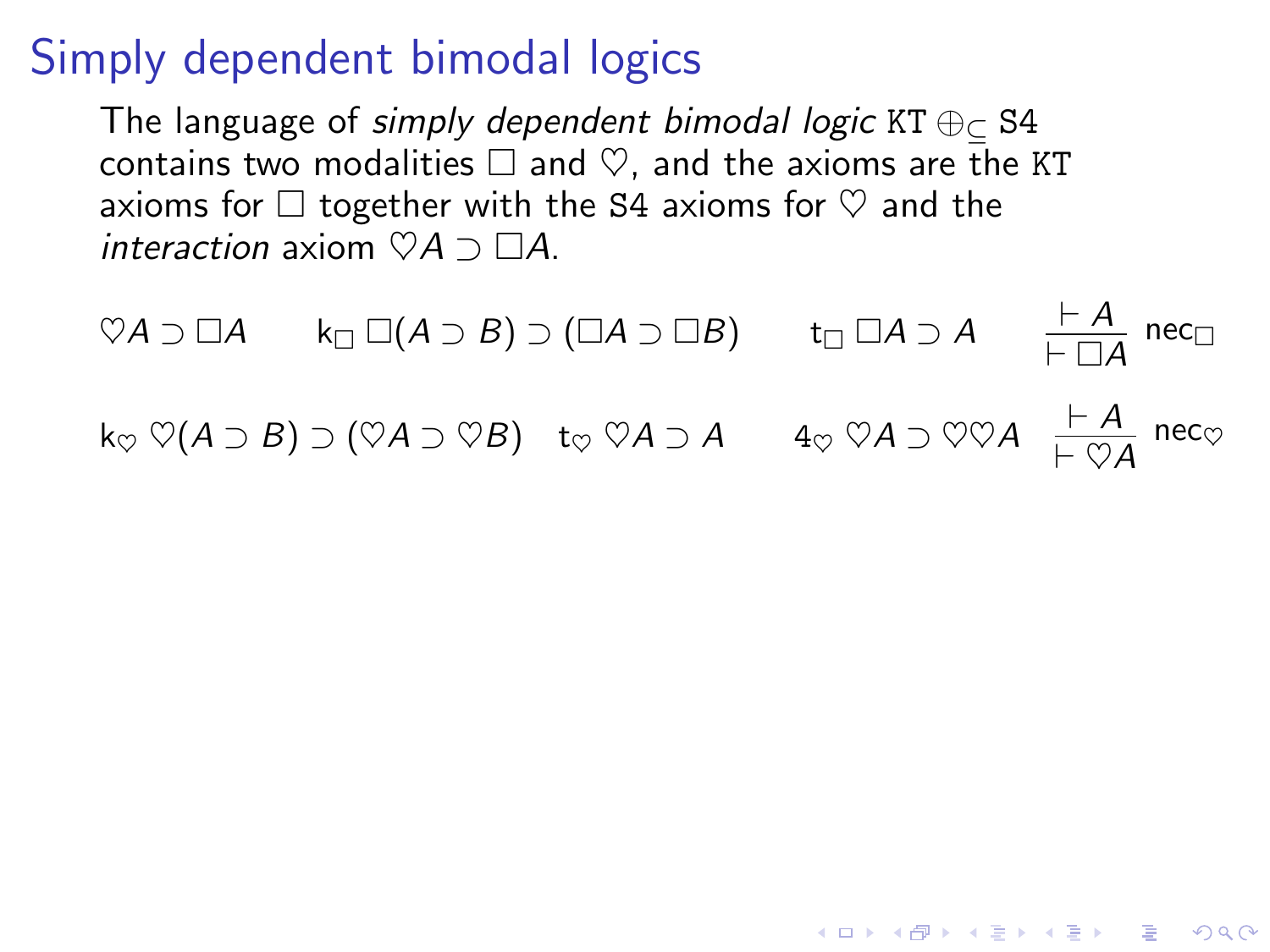# Simply dependent bimodal logics

The language of *simply dependent bimodal logic* $\mathtt{KT} \oplus_{\subseteq} \mathtt{S4}$ contains two modalities $\Box$ and $\heartsuit$, and the axioms are the KT axioms for $\Box$ together with the S4 axioms for $\heartsuit$ and the *interaction* axiom $\heartsuit A \supset \Box A$.

$\heartsuit A \supset \Box A$ $\quad$ $\mathsf{k}_\Box$ $\Box(A \supset B) \supset (\Box A \supset \Box B)$ $\quad$ $\mathsf{t}_\Box$ $\Box A \supset A$ $\quad$ $\dfrac{\vdash A}{\vdash \Box A}\ \mathsf{nec}_\Box$

$\mathsf{k}_\heartsuit$ $\heartsuit(A \supset B) \supset (\heartsuit A \supset \heartsuit B)$ $\quad$ $\mathsf{t}_\heartsuit$ $\heartsuit A \supset A$ $\quad$ $4_\heartsuit$ $\heartsuit A \supset \heartsuit\heartsuit A$ $\quad$ $\dfrac{\vdash A}{\vdash \heartsuit A}\ \mathsf{nec}_\heartsuit$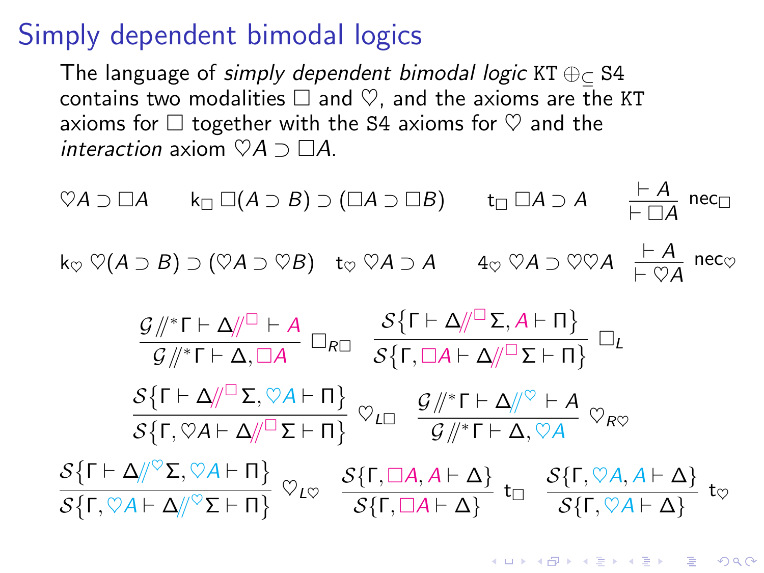# Simply dependent bimodal logics

The language of *simply dependent bimodal logic* $\mathtt{KT} \oplus_{\subseteq} \mathtt{S4}$ contains two modalities $\Box$ and $\heartsuit$, and the axioms are the KT axioms for $\Box$ together with the S4 axioms for $\heartsuit$ and the *interaction* axiom $\heartsuit A \supset \Box A$.

$$\heartsuit A \supset \Box A \qquad \mathsf{k}_{\Box}\ \Box(A \supset B) \supset (\Box A \supset \Box B) \qquad \mathsf{t}_{\Box}\ \Box A \supset A \qquad \frac{\vdash A}{\vdash \Box A}\ \mathsf{nec}_{\Box}$$

$$\mathsf{k}_{\heartsuit}\ \heartsuit(A \supset B) \supset (\heartsuit A \supset \heartsuit B) \quad \mathsf{t}_{\heartsuit}\ \heartsuit A \supset A \qquad \mathsf{4}_{\heartsuit}\ \heartsuit A \supset \heartsuit\heartsuit A \quad \frac{\vdash A}{\vdash \heartsuit A}\ \mathsf{nec}_{\heartsuit}$$

$$\frac{\mathcal{G} /\!/^{*} \Gamma \vdash \Delta /\!/^{\Box} \vdash A}{\mathcal{G} /\!/^{*} \Gamma \vdash \Delta, \Box A}\ \Box_{R\Box} \qquad \frac{\mathcal{S}\{\Gamma \vdash \Delta /\!/^{\Box} \Sigma, A \vdash \Pi\}}{\mathcal{S}\{\Gamma, \Box A \vdash \Delta /\!/^{\Box} \Sigma \vdash \Pi\}}\ \Box_{L}$$

$$\frac{\mathcal{S}\{\Gamma \vdash \Delta /\!/^{\Box} \Sigma, \heartsuit A \vdash \Pi\}}{\mathcal{S}\{\Gamma, \heartsuit A \vdash \Delta /\!/^{\Box} \Sigma \vdash \Pi\}}\ \heartsuit_{L\Box} \qquad \frac{\mathcal{G} /\!/^{*} \Gamma \vdash \Delta /\!/^{\heartsuit} \vdash A}{\mathcal{G} /\!/^{*} \Gamma \vdash \Delta, \heartsuit A}\ \heartsuit_{R\heartsuit}$$

$$\frac{\mathcal{S}\{\Gamma \vdash \Delta /\!/^{\heartsuit} \Sigma, \heartsuit A \vdash \Pi\}}{\mathcal{S}\{\Gamma, \heartsuit A \vdash \Delta /\!/^{\heartsuit} \Sigma \vdash \Pi\}}\ \heartsuit_{L\heartsuit} \qquad \frac{\mathcal{S}\{\Gamma, \Box A, A \vdash \Delta\}}{\mathcal{S}\{\Gamma, \Box A \vdash \Delta\}}\ \mathsf{t}_{\Box} \qquad \frac{\mathcal{S}\{\Gamma, \heartsuit A, A \vdash \Delta\}}{\mathcal{S}\{\Gamma, \heartsuit A \vdash \Delta\}}\ \mathsf{t}_{\heartsuit}$$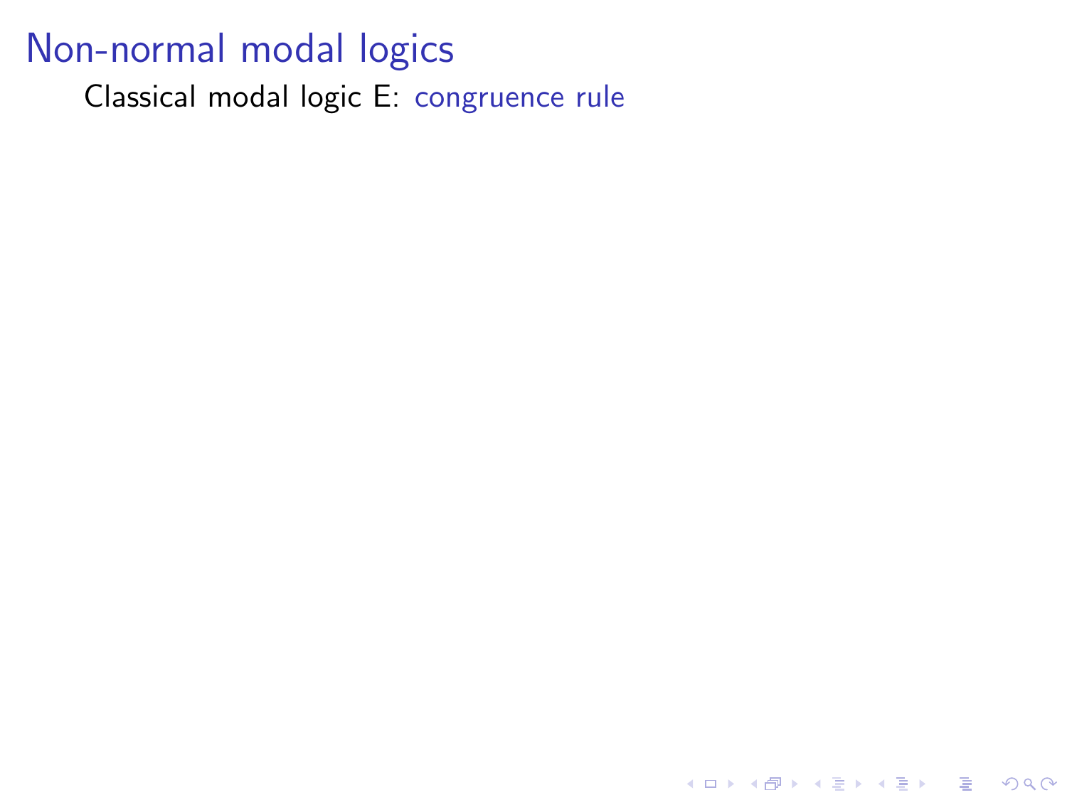# Non-normal modal logics

Classical modal logic E: congruence rule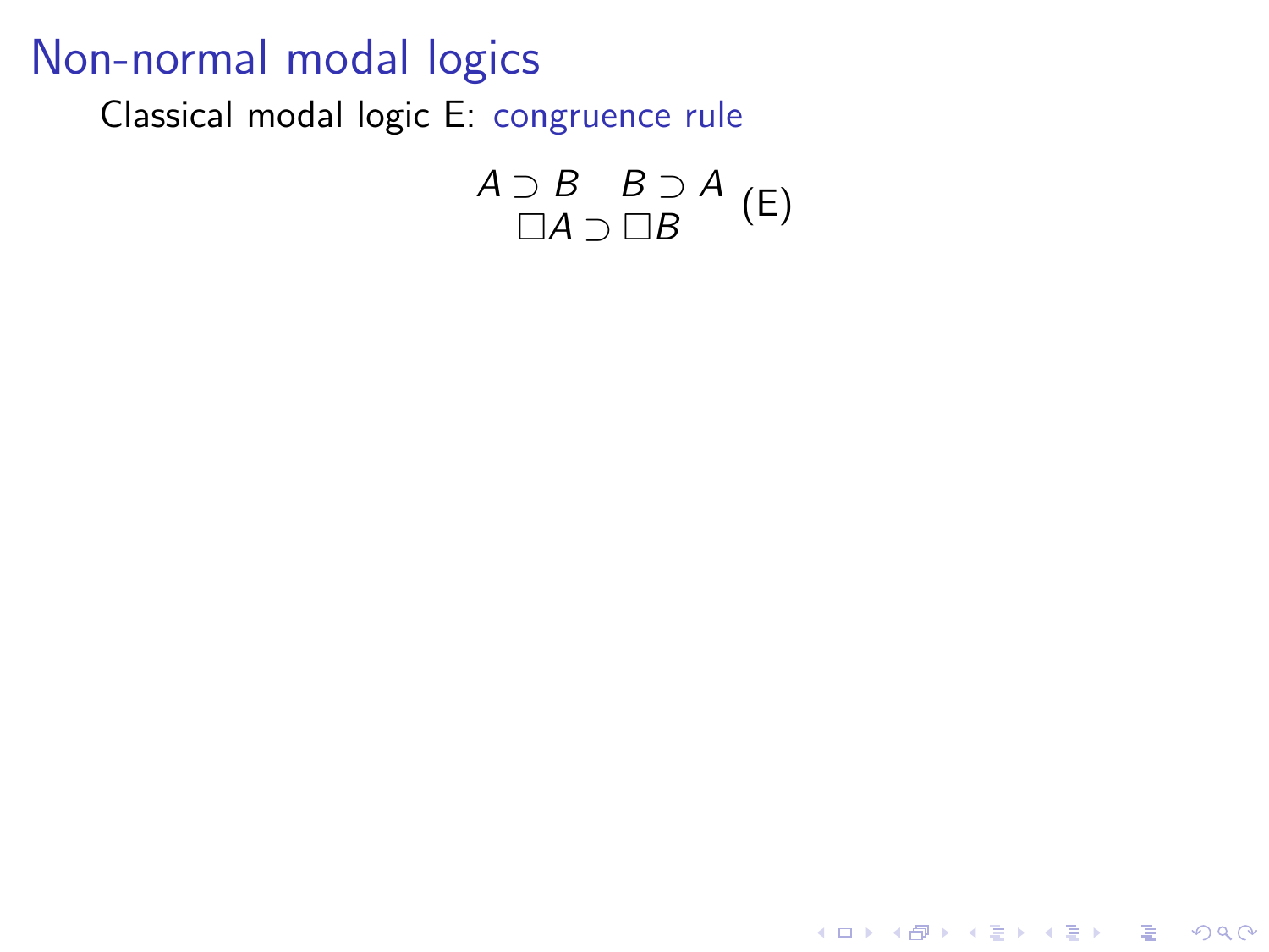# Non-normal modal logics

Classical modal logic E: congruence rule

$$\frac{A \supset B \quad B \supset A}{\Box A \supset \Box B} \text{ (E)}$$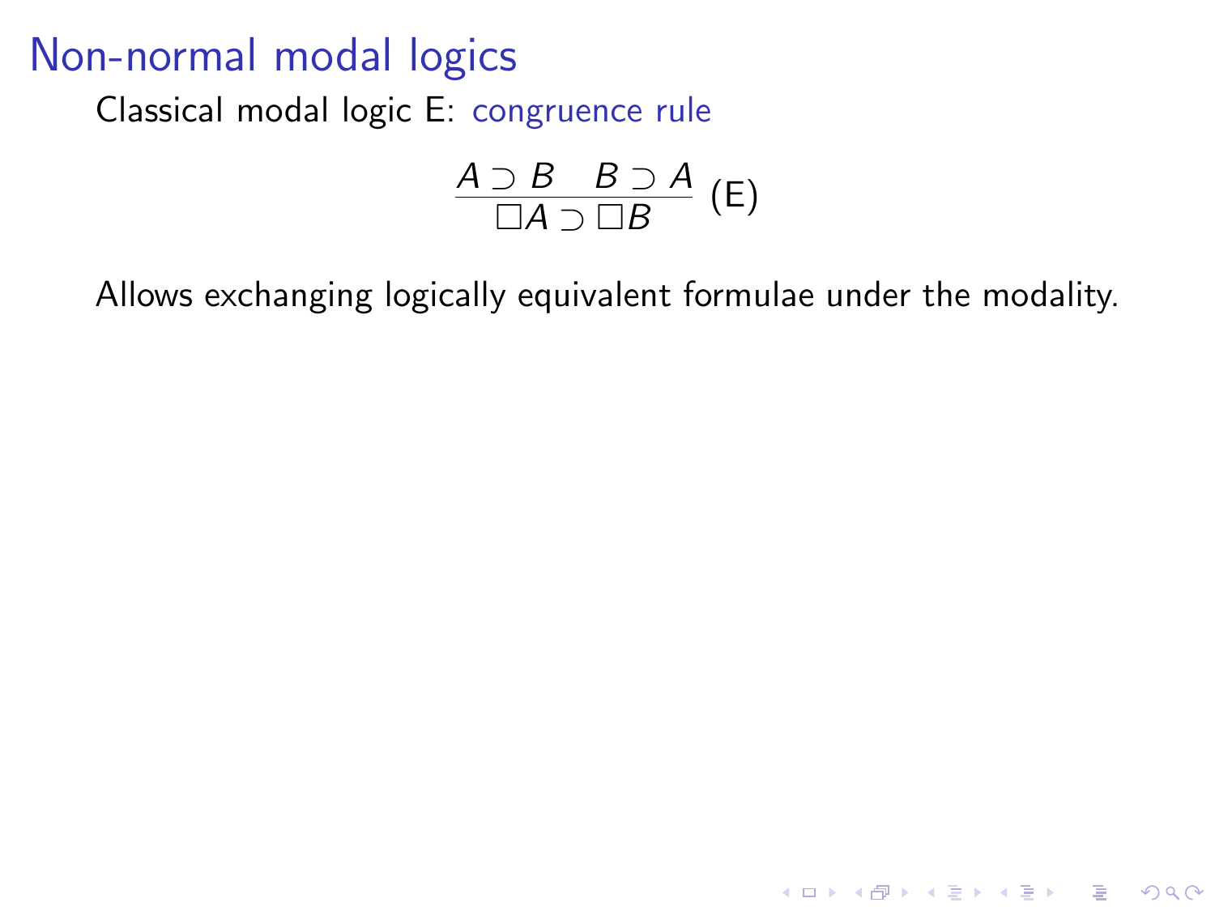# Non-normal modal logics

Classical modal logic E: congruence rule

$$\frac{A \supset B \quad B \supset A}{\Box A \supset \Box B} \text{ (E)}$$

Allows exchanging logically equivalent formulae under the modality.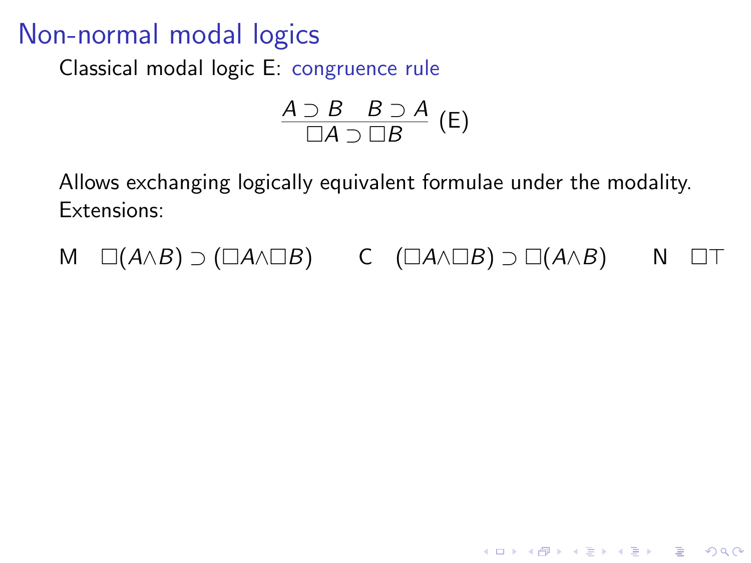# Non-normal modal logics

Classical modal logic E: congruence rule

$$\frac{A \supset B \quad B \supset A}{\Box A \supset \Box B}\ (\mathsf{E})$$

Allows exchanging logically equivalent formulae under the modality.
Extensions:

M $\Box(A \wedge B) \supset (\Box A \wedge \Box B)$ C $(\Box A \wedge \Box B) \supset \Box(A \wedge B)$ N $\Box\top$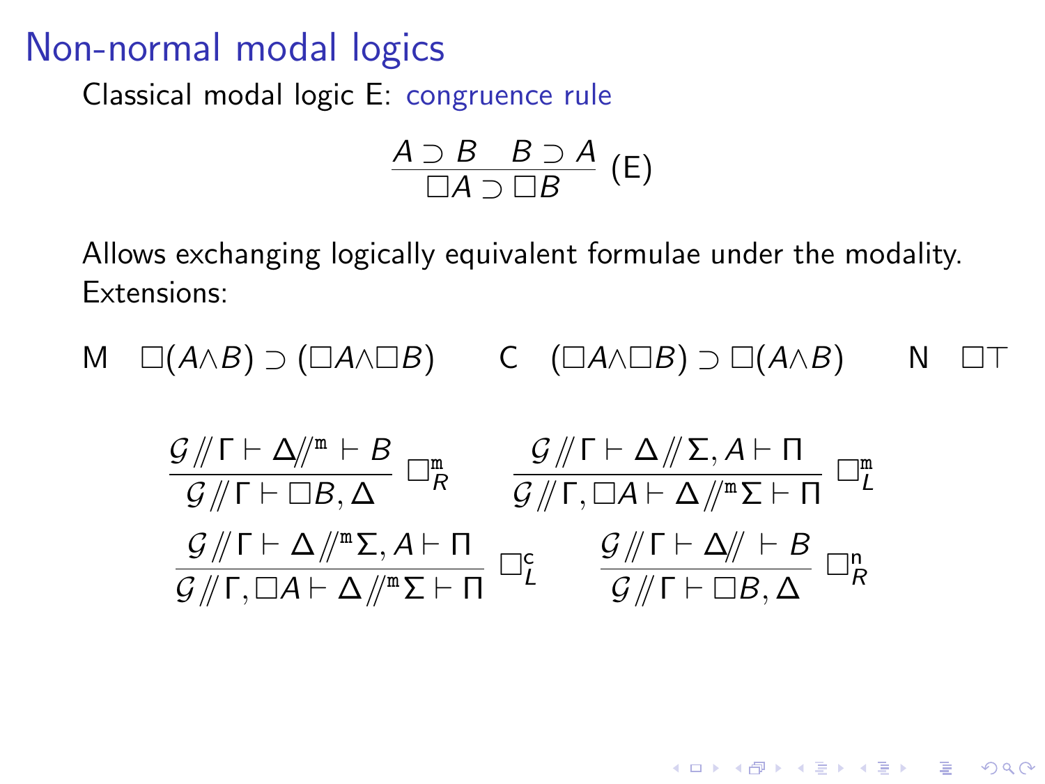# Non-normal modal logics

Classical modal logic E: congruence rule

$$\frac{A \supset B \quad B \supset A}{\Box A \supset \Box B}\ (\mathsf{E})$$

Allows exchanging logically equivalent formulae under the modality.
Extensions:

M $\Box(A \wedge B) \supset (\Box A \wedge \Box B)$ C $(\Box A \wedge \Box B) \supset \Box(A \wedge B)$ N $\Box\top$

$$\frac{\mathcal{G} \mathbin{/\!\!/} \Gamma \vdash \Delta \mathbin{/\!\!/}^{\mathtt{m}} \vdash B}{\mathcal{G} \mathbin{/\!\!/} \Gamma \vdash \Box B, \Delta}\ \Box_R^{\mathtt{m}} \qquad \frac{\mathcal{G} \mathbin{/\!\!/} \Gamma \vdash \Delta \mathbin{/\!\!/} \Sigma, A \vdash \Pi}{\mathcal{G} \mathbin{/\!\!/} \Gamma, \Box A \vdash \Delta \mathbin{/\!\!/}^{\mathtt{m}} \Sigma \vdash \Pi}\ \Box_L^{\mathtt{m}}$$

$$\frac{\mathcal{G} \mathbin{/\!\!/} \Gamma \vdash \Delta \mathbin{/\!\!/}^{\mathtt{m}} \Sigma, A \vdash \Pi}{\mathcal{G} \mathbin{/\!\!/} \Gamma, \Box A \vdash \Delta \mathbin{/\!\!/}^{\mathtt{m}} \Sigma \vdash \Pi}\ \Box_L^{\mathsf{c}} \qquad \frac{\mathcal{G} \mathbin{/\!\!/} \Gamma \vdash \Delta \mathbin{/\!\!/} \vdash B}{\mathcal{G} \mathbin{/\!\!/} \Gamma \vdash \Box B, \Delta}\ \Box_R^{\mathsf{n}}$$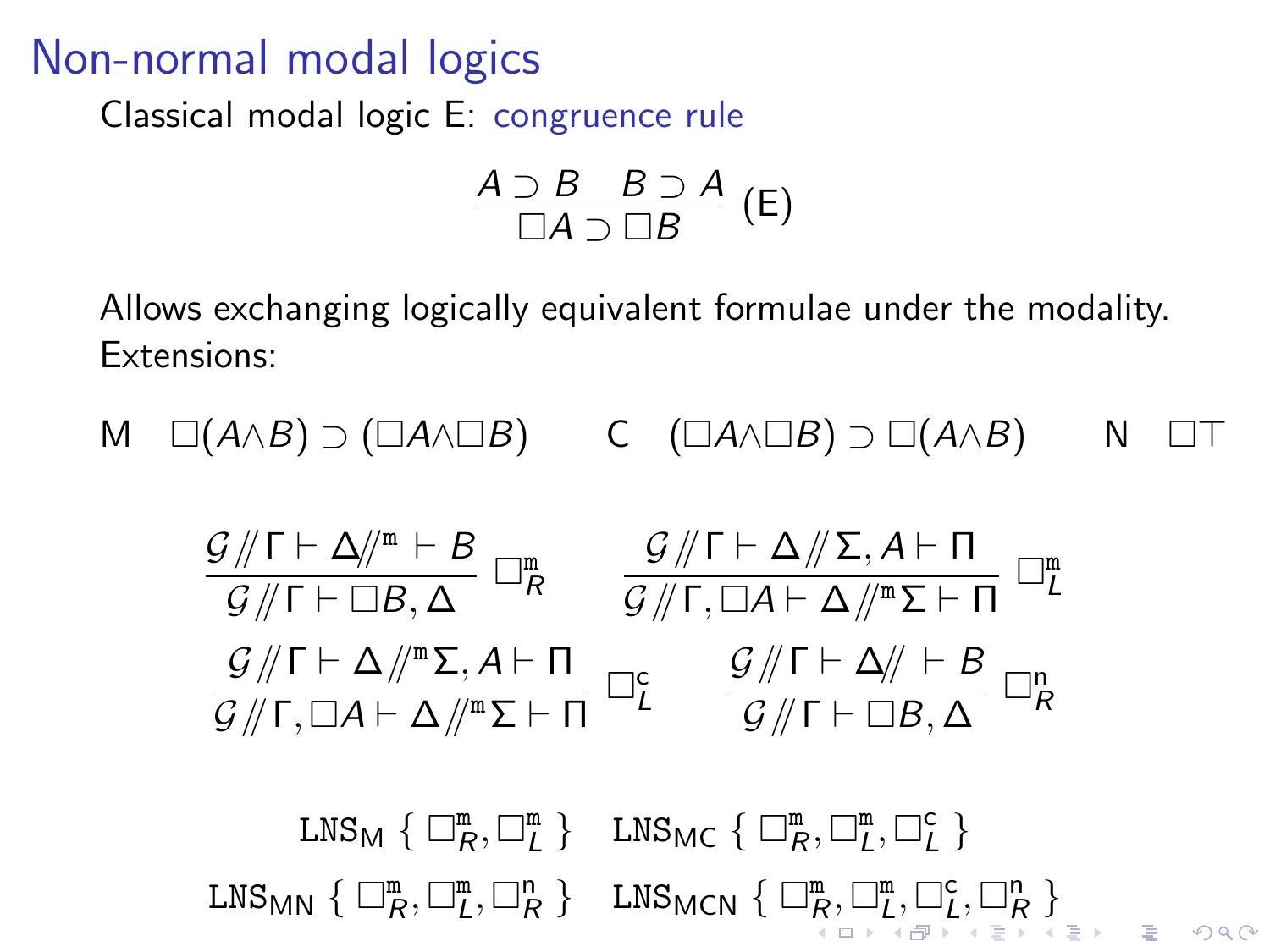# Non-normal modal logics

Classical modal logic E: congruence rule

$$\frac{A \supset B \quad B \supset A}{\Box A \supset \Box B} \text{ (E)}$$

Allows exchanging logically equivalent formulae under the modality.
Extensions:

M $\Box(A \wedge B) \supset (\Box A \wedge \Box B)$ C $(\Box A \wedge \Box B) \supset \Box(A \wedge B)$ N $\Box\top$

$$\frac{\mathcal{G} \,/\!\!/\, \Gamma \vdash \Delta /\!\!/^{\mathtt{m}} \vdash B}{\mathcal{G} \,/\!\!/\, \Gamma \vdash \Box B, \Delta} \; \Box_R^{\mathtt{m}} \qquad \frac{\mathcal{G} \,/\!\!/\, \Gamma \vdash \Delta \,/\!\!/\, \Sigma, A \vdash \Pi}{\mathcal{G} \,/\!\!/\, \Gamma, \Box A \vdash \Delta \,/\!\!/^{\mathtt{m}} \Sigma \vdash \Pi} \; \Box_L^{\mathtt{m}}$$

$$\frac{\mathcal{G} \,/\!\!/\, \Gamma \vdash \Delta \,/\!\!/^{\mathtt{m}} \Sigma, A \vdash \Pi}{\mathcal{G} \,/\!\!/\, \Gamma, \Box A \vdash \Delta \,/\!\!/^{\mathtt{m}} \Sigma \vdash \Pi} \; \Box_L^{\mathtt{c}} \qquad \frac{\mathcal{G} \,/\!\!/\, \Gamma \vdash \Delta /\!\!/ \vdash B}{\mathcal{G} \,/\!\!/\, \Gamma \vdash \Box B, \Delta} \; \Box_R^{\mathtt{n}}$$

$\mathtt{LNS}_{\mathsf{M}} \; \{ \Box_R^{\mathtt{m}}, \Box_L^{\mathtt{m}} \}$ $\quad$ $\mathtt{LNS}_{\mathsf{MC}} \; \{ \Box_R^{\mathtt{m}}, \Box_L^{\mathtt{m}}, \Box_L^{\mathtt{c}} \}$

$\mathtt{LNS}_{\mathsf{MN}} \; \{ \Box_R^{\mathtt{m}}, \Box_L^{\mathtt{m}}, \Box_R^{\mathtt{n}} \}$ $\quad$ $\mathtt{LNS}_{\mathsf{MCN}} \; \{ \Box_R^{\mathtt{m}}, \Box_L^{\mathtt{m}}, \Box_L^{\mathtt{c}}, \Box_R^{\mathtt{n}} \}$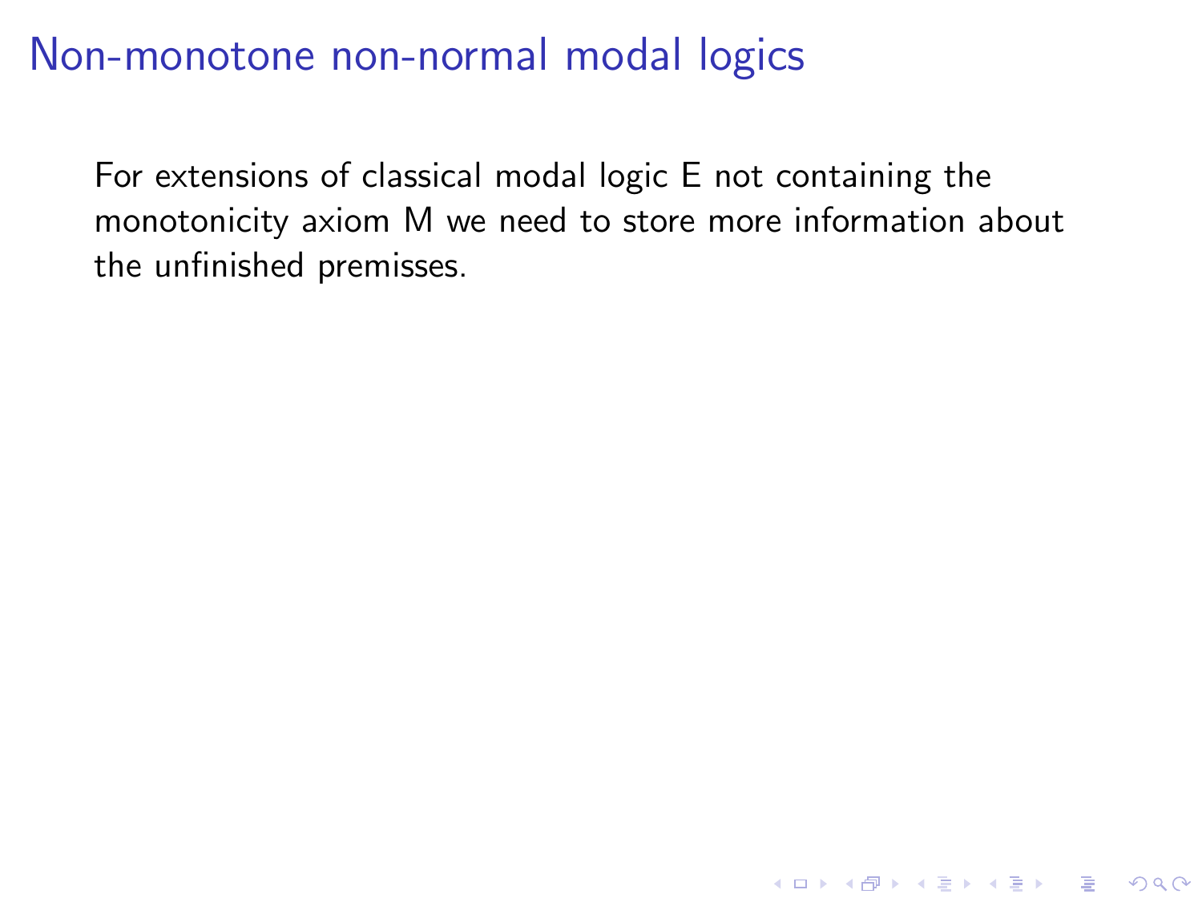# Non-monotone non-normal modal logics

For extensions of classical modal logic E not containing the monotonicity axiom M we need to store more information about the unfinished premisses.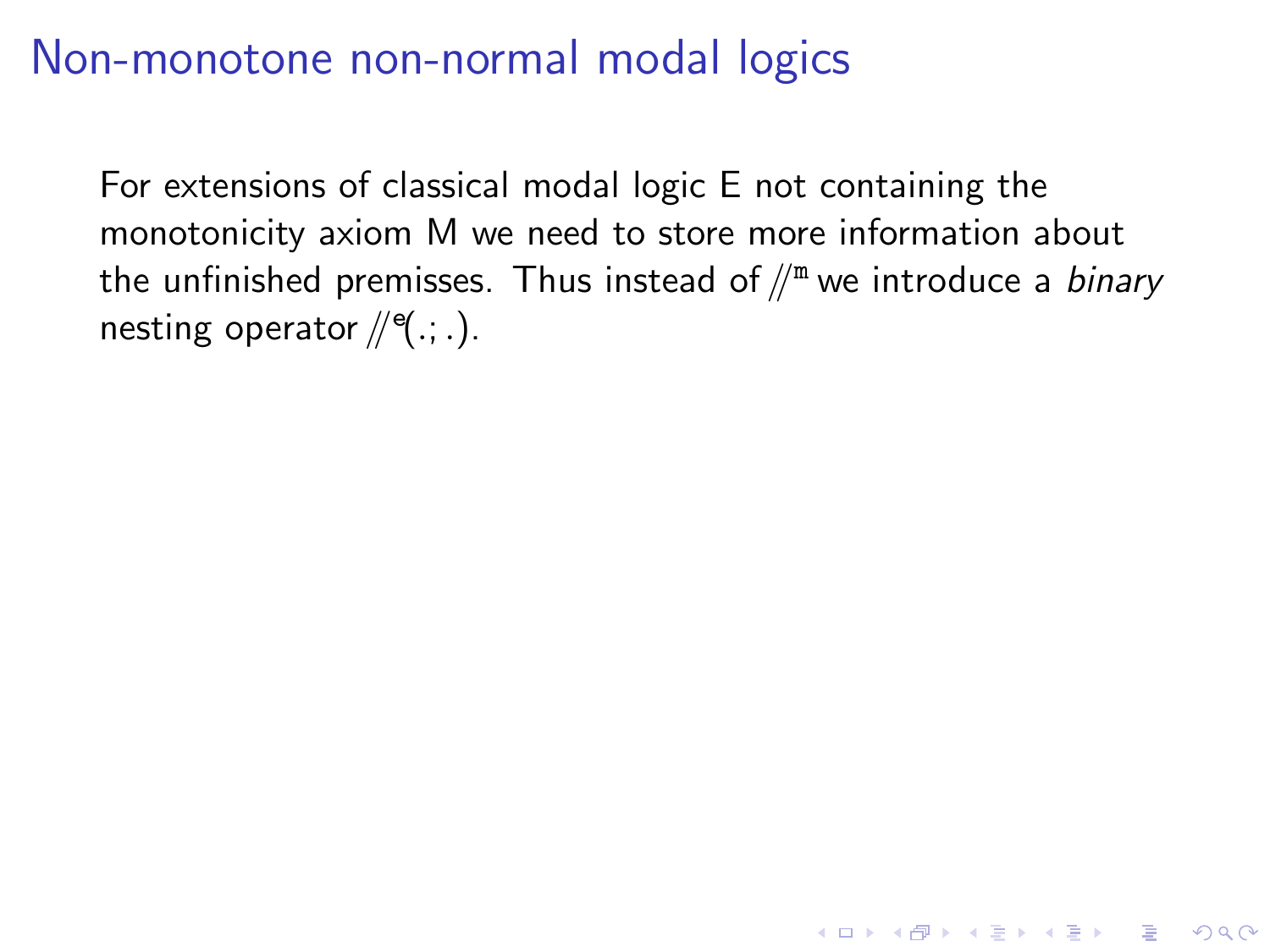# Non-monotone non-normal modal logics

For extensions of classical modal logic E not containing the monotonicity axiom M we need to store more information about the unfinished premisses. Thus instead of $/\!/^{\mathtt{m}}$ we introduce a *binary* nesting operator $/\!/^{\mathtt{e}}(.;.)$.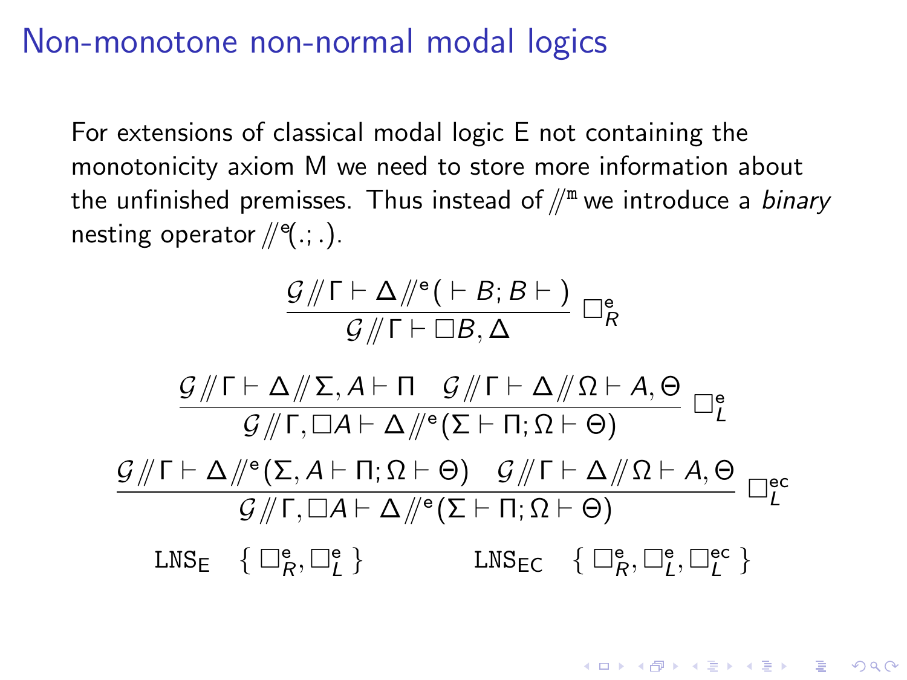# Non-monotone non-normal modal logics

For extensions of classical modal logic E not containing the monotonicity axiom M we need to store more information about the unfinished premisses. Thus instead of $/\!\!/^{\mathtt{m}}$ we introduce a *binary* nesting operator $/\!\!/^{\mathtt{e}}(.;.)$.

$$\frac{\mathcal{G} /\!\!/ \Gamma \vdash \Delta /\!\!/^{\mathsf{e}} (\vdash B; B \vdash)}{\mathcal{G} /\!\!/ \Gamma \vdash \Box B, \Delta} \; \Box^{\mathsf{e}}_R$$

$$\frac{\mathcal{G} /\!\!/ \Gamma \vdash \Delta /\!\!/ \Sigma, A \vdash \Pi \quad \mathcal{G} /\!\!/ \Gamma \vdash \Delta /\!\!/ \Omega \vdash A, \Theta}{\mathcal{G} /\!\!/ \Gamma, \Box A \vdash \Delta /\!\!/^{\mathsf{e}} (\Sigma \vdash \Pi; \Omega \vdash \Theta)} \; \Box^{\mathsf{e}}_L$$

$$\frac{\mathcal{G} /\!\!/ \Gamma \vdash \Delta /\!\!/^{\mathsf{e}} (\Sigma, A \vdash \Pi; \Omega \vdash \Theta) \quad \mathcal{G} /\!\!/ \Gamma \vdash \Delta /\!\!/ \Omega \vdash A, \Theta}{\mathcal{G} /\!\!/ \Gamma, \Box A \vdash \Delta /\!\!/^{\mathsf{e}} (\Sigma \vdash \Pi; \Omega \vdash \Theta)} \; \Box^{\mathsf{ec}}_L$$

$\mathtt{LNS}_{\mathsf{E}} \quad \{ \Box^{\mathsf{e}}_R, \Box^{\mathsf{e}}_L \}$ $\qquad\qquad$ $\mathtt{LNS}_{\mathsf{EC}} \quad \{ \Box^{\mathsf{e}}_R, \Box^{\mathsf{e}}_L, \Box^{\mathsf{ec}}_L \}$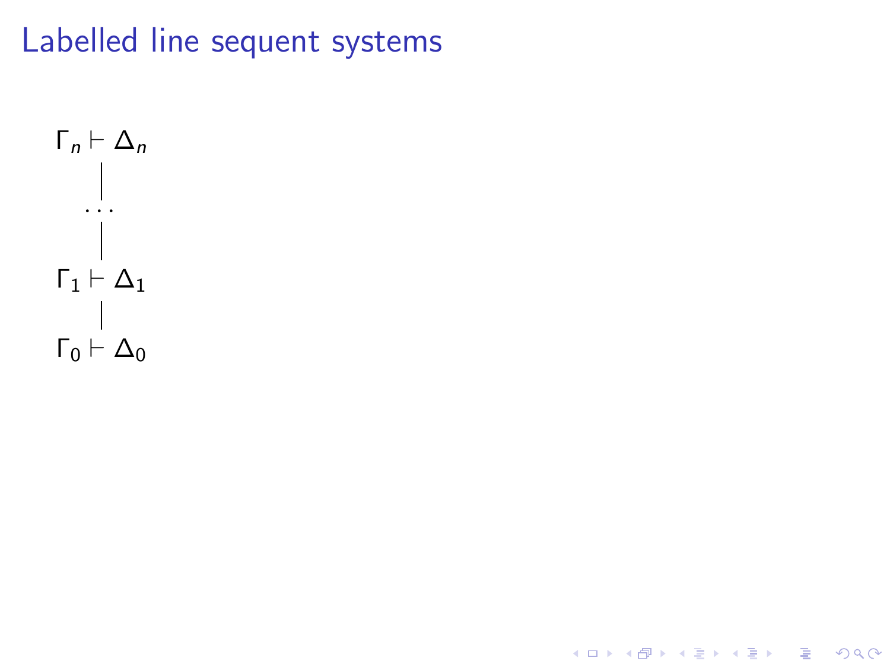# Labelled line sequent systems

$$
\begin{array}{c}
\Gamma_n \vdash \Delta_n \\
| \\
\cdots \\
| \\
\Gamma_1 \vdash \Delta_1 \\
| \\
\Gamma_0 \vdash \Delta_0
\end{array}
$$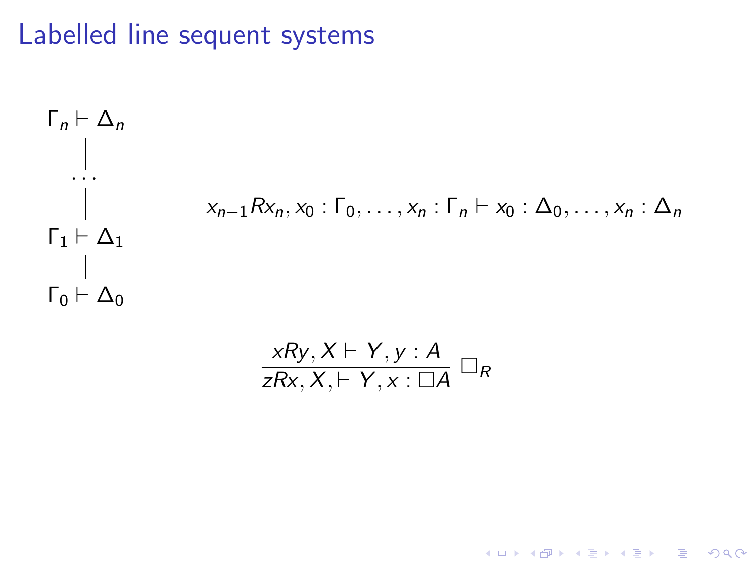# Labelled line sequent systems

$$
\begin{array}{c}
\Gamma_n \vdash \Delta_n \\
| \\
\cdots \\
| \\
\Gamma_1 \vdash \Delta_1 \\
| \\
\Gamma_0 \vdash \Delta_0
\end{array}
$$

$$x_{n-1}Rx_n, x_0 : \Gamma_0, \ldots, x_n : \Gamma_n \vdash x_0 : \Delta_0, \ldots, x_n : \Delta_n$$

$$\frac{xRy, X \vdash Y, y : A}{zRx, X, \vdash Y, x : \Box A} \; \Box_R$$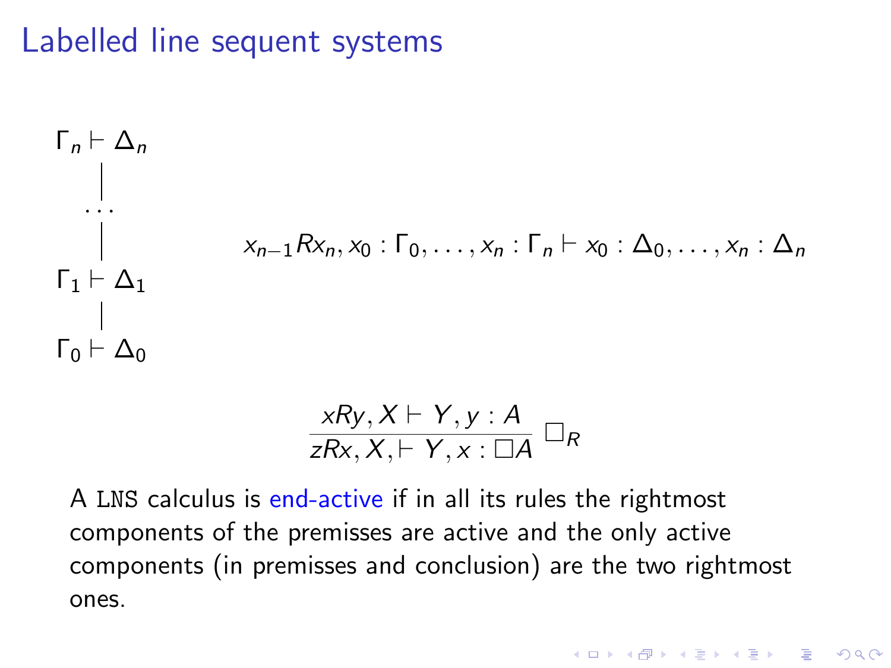# Labelled line sequent systems

$$
\begin{array}{c}
\Gamma_n \vdash \Delta_n \\
| \\
\ldots \\
| \\
\Gamma_1 \vdash \Delta_1 \\
| \\
\Gamma_0 \vdash \Delta_0
\end{array}
$$

$$x_{n-1}Rx_n, x_0 : \Gamma_0, \ldots, x_n : \Gamma_n \vdash x_0 : \Delta_0, \ldots, x_n : \Delta_n$$

$$\frac{xRy, X \vdash Y, y : A}{zRx, X, \vdash Y, x : \Box A} \; \Box_R$$

A LNS calculus is end-active if in all its rules the rightmost components of the premisses are active and the only active components (in premisses and conclusion) are the two rightmost ones.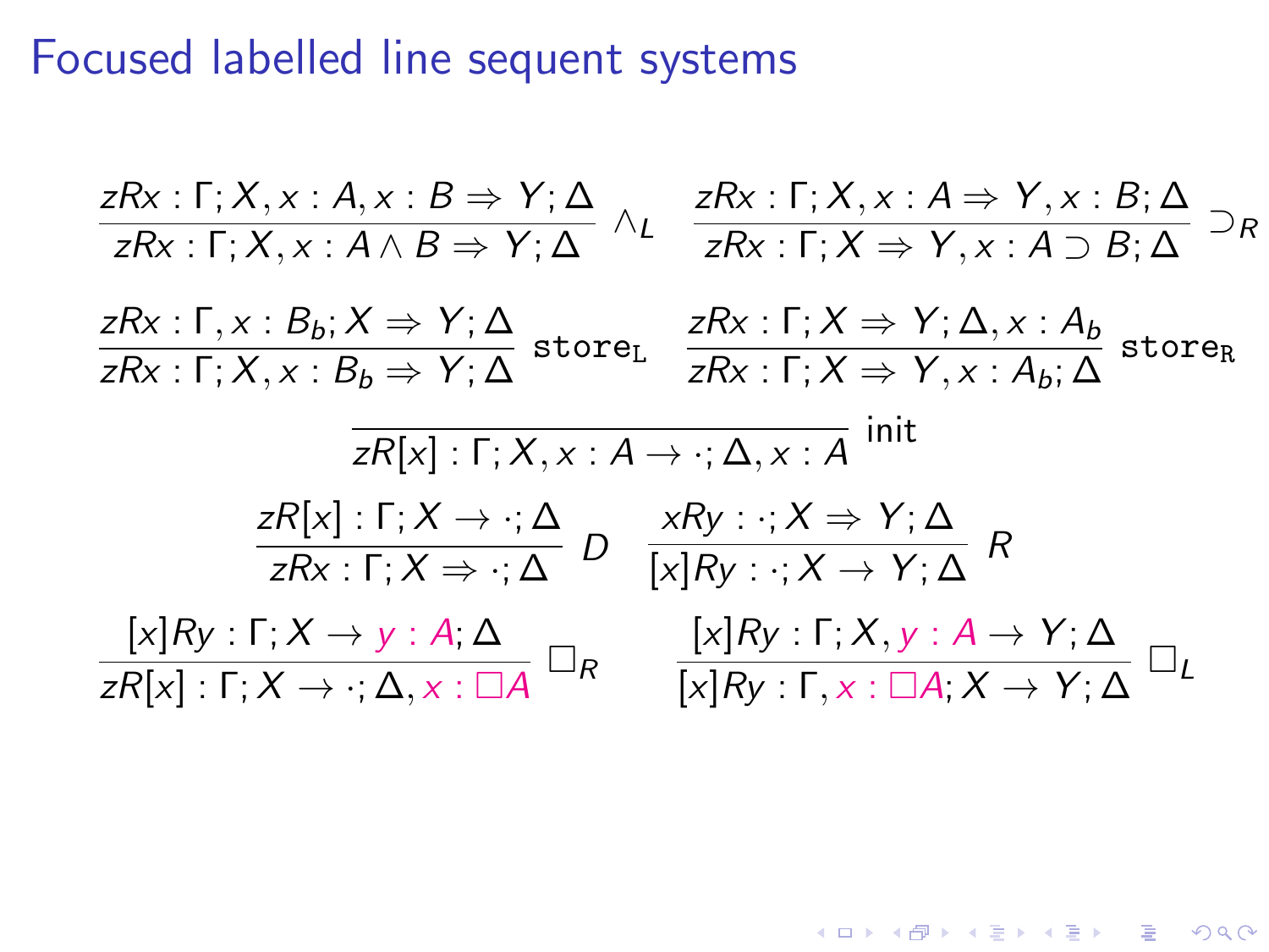# Focused labelled line sequent systems

$$\frac{zRx : \Gamma; X, x : A, x : B \Rightarrow Y; \Delta}{zRx : \Gamma; X, x : A \wedge B \Rightarrow Y; \Delta} \wedge_L \qquad \frac{zRx : \Gamma; X, x : A \Rightarrow Y, x : B; \Delta}{zRx : \Gamma; X \Rightarrow Y, x : A \supset B; \Delta} \supset_R$$

$$\frac{zRx : \Gamma, x : B_b; X \Rightarrow Y; \Delta}{zRx : \Gamma; X, x : B_b \Rightarrow Y; \Delta} \texttt{store}_\texttt{L} \qquad \frac{zRx : \Gamma; X \Rightarrow Y; \Delta, x : A_b}{zRx : \Gamma; X \Rightarrow Y, x : A_b; \Delta} \texttt{store}_\texttt{R}$$

$$\frac{}{zR[x] : \Gamma; X, x : A \rightarrow \cdot; \Delta, x : A} \text{ init}$$

$$\frac{zR[x] : \Gamma; X \rightarrow \cdot; \Delta}{zRx : \Gamma; X \Rightarrow \cdot; \Delta} D \qquad \frac{xRy : \cdot; X \Rightarrow Y; \Delta}{[x]Ry : \cdot; X \rightarrow Y; \Delta} R$$

$$\frac{[x]Ry : \Gamma; X \rightarrow y : A; \Delta}{zR[x] : \Gamma; X \rightarrow \cdot; \Delta, x : \Box A} \Box_R \qquad \frac{[x]Ry : \Gamma; X, y : A \rightarrow Y; \Delta}{[x]Ry : \Gamma, x : \Box A; X \rightarrow Y; \Delta} \Box_L$$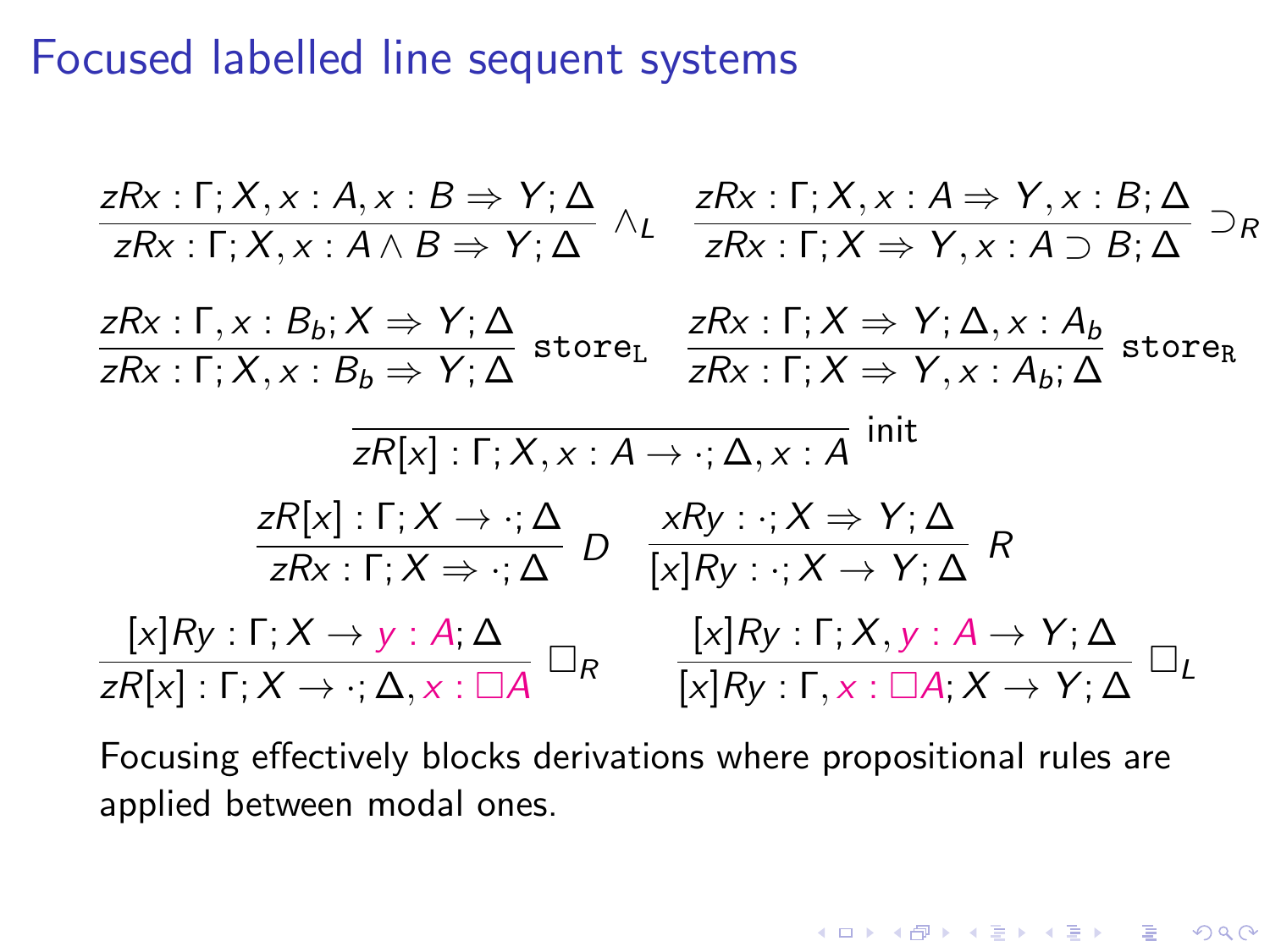# Focused labelled line sequent systems

$$\frac{zRx : \Gamma; X, x : A, x : B \Rightarrow Y; \Delta}{zRx : \Gamma; X, x : A \wedge B \Rightarrow Y; \Delta} \wedge_L \quad \frac{zRx : \Gamma; X, x : A \Rightarrow Y, x : B; \Delta}{zRx : \Gamma; X \Rightarrow Y, x : A \supset B; \Delta} \supset_R$$

$$\frac{zRx : \Gamma, x : B_b; X \Rightarrow Y; \Delta}{zRx : \Gamma; X, x : B_b \Rightarrow Y; \Delta} \texttt{store}_\texttt{L} \quad \frac{zRx : \Gamma; X \Rightarrow Y; \Delta, x : A_b}{zRx : \Gamma; X \Rightarrow Y, x : A_b; \Delta} \texttt{store}_\texttt{R}$$

$$\frac{}{zR[x] : \Gamma; X, x : A \rightarrow \cdot; \Delta, x : A} \text{init}$$

$$\frac{zR[x] : \Gamma; X \rightarrow \cdot; \Delta}{zRx : \Gamma; X \Rightarrow \cdot; \Delta} D \quad \frac{xRy : \cdot; X \Rightarrow Y; \Delta}{[x]Ry : \cdot; X \rightarrow Y; \Delta} R$$

$$\frac{[x]Ry : \Gamma; X \rightarrow y : A; \Delta}{zR[x] : \Gamma; X \rightarrow \cdot; \Delta, x : \Box A} \Box_R \quad \frac{[x]Ry : \Gamma; X, y : A \rightarrow Y; \Delta}{[x]Ry : \Gamma, x : \Box A; X \rightarrow Y; \Delta} \Box_L$$

Focusing effectively blocks derivations where propositional rules are applied between modal ones.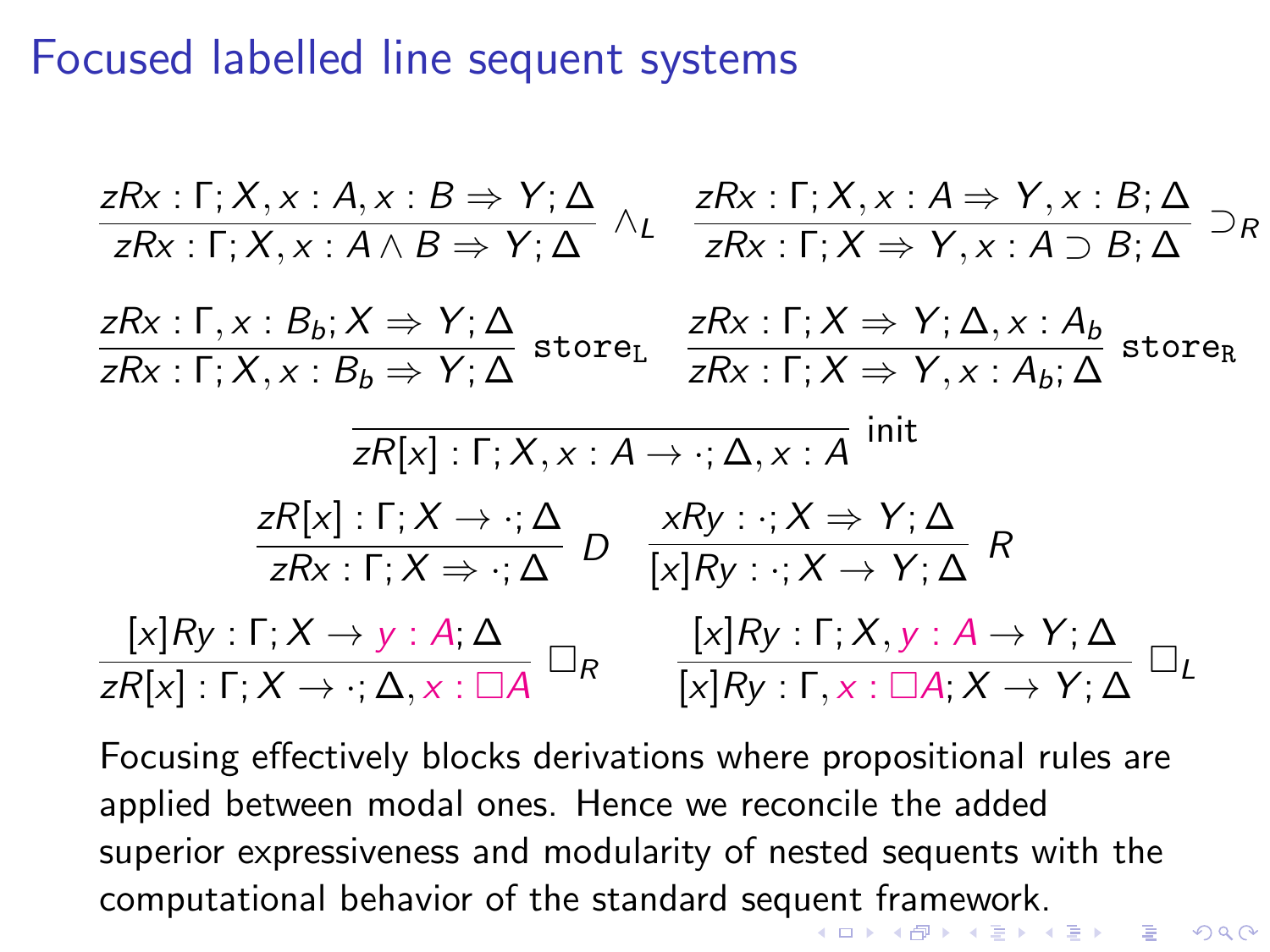# Focused labelled line sequent systems

$$\frac{zRx : \Gamma; X, x : A, x : B \Rightarrow Y; \Delta}{zRx : \Gamma; X, x : A \wedge B \Rightarrow Y; \Delta}\ \wedge_L \qquad \frac{zRx : \Gamma; X, x : A \Rightarrow Y, x : B; \Delta}{zRx : \Gamma; X \Rightarrow Y, x : A \supset B; \Delta}\ \supset_R$$

$$\frac{zRx : \Gamma, x : B_b; X \Rightarrow Y; \Delta}{zRx : \Gamma; X, x : B_b \Rightarrow Y; \Delta}\ \texttt{store}_\texttt{L} \qquad \frac{zRx : \Gamma; X \Rightarrow Y; \Delta, x : A_b}{zRx : \Gamma; X \Rightarrow Y, x : A_b; \Delta}\ \texttt{store}_\texttt{R}$$

$$\frac{}{zR[x] : \Gamma; X, x : A \rightarrow \cdot; \Delta, x : A}\ \text{init}$$

$$\frac{zR[x] : \Gamma; X \rightarrow \cdot; \Delta}{zRx : \Gamma; X \Rightarrow \cdot; \Delta}\ D \qquad \frac{xRy : \cdot; X \Rightarrow Y; \Delta}{[x]Ry : \cdot; X \rightarrow Y; \Delta}\ R$$

$$\frac{[x]Ry : \Gamma; X \rightarrow y : A; \Delta}{zR[x] : \Gamma; X \rightarrow \cdot; \Delta, x : \Box A}\ \Box_R \qquad \frac{[x]Ry : \Gamma; X, y : A \rightarrow Y; \Delta}{[x]Ry : \Gamma, x : \Box A; X \rightarrow Y; \Delta}\ \Box_L$$

Focusing effectively blocks derivations where propositional rules are applied between modal ones. Hence we reconcile the added superior expressiveness and modularity of nested sequents with the computational behavior of the standard sequent framework.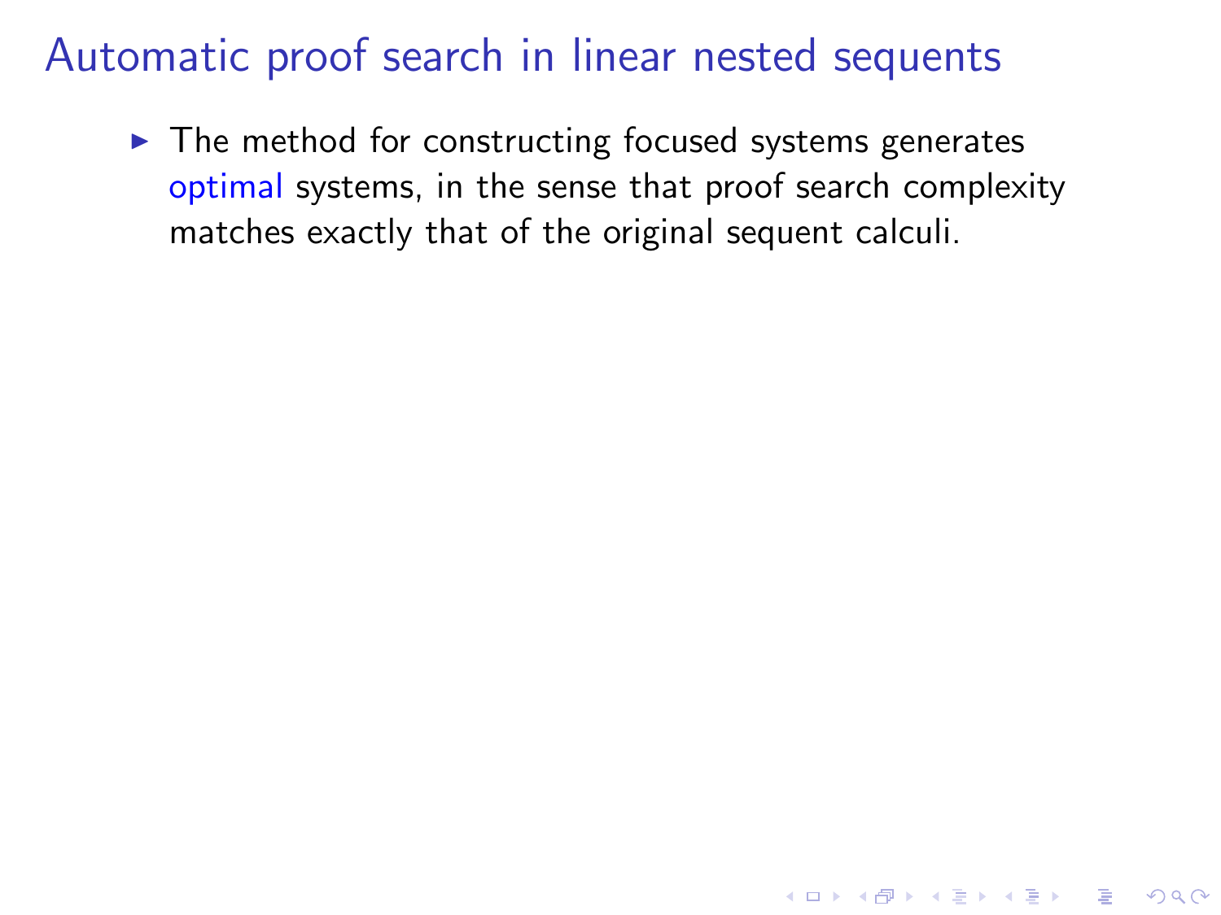# Automatic proof search in linear nested sequents

- The method for constructing focused systems generates optimal systems, in the sense that proof search complexity matches exactly that of the original sequent calculi.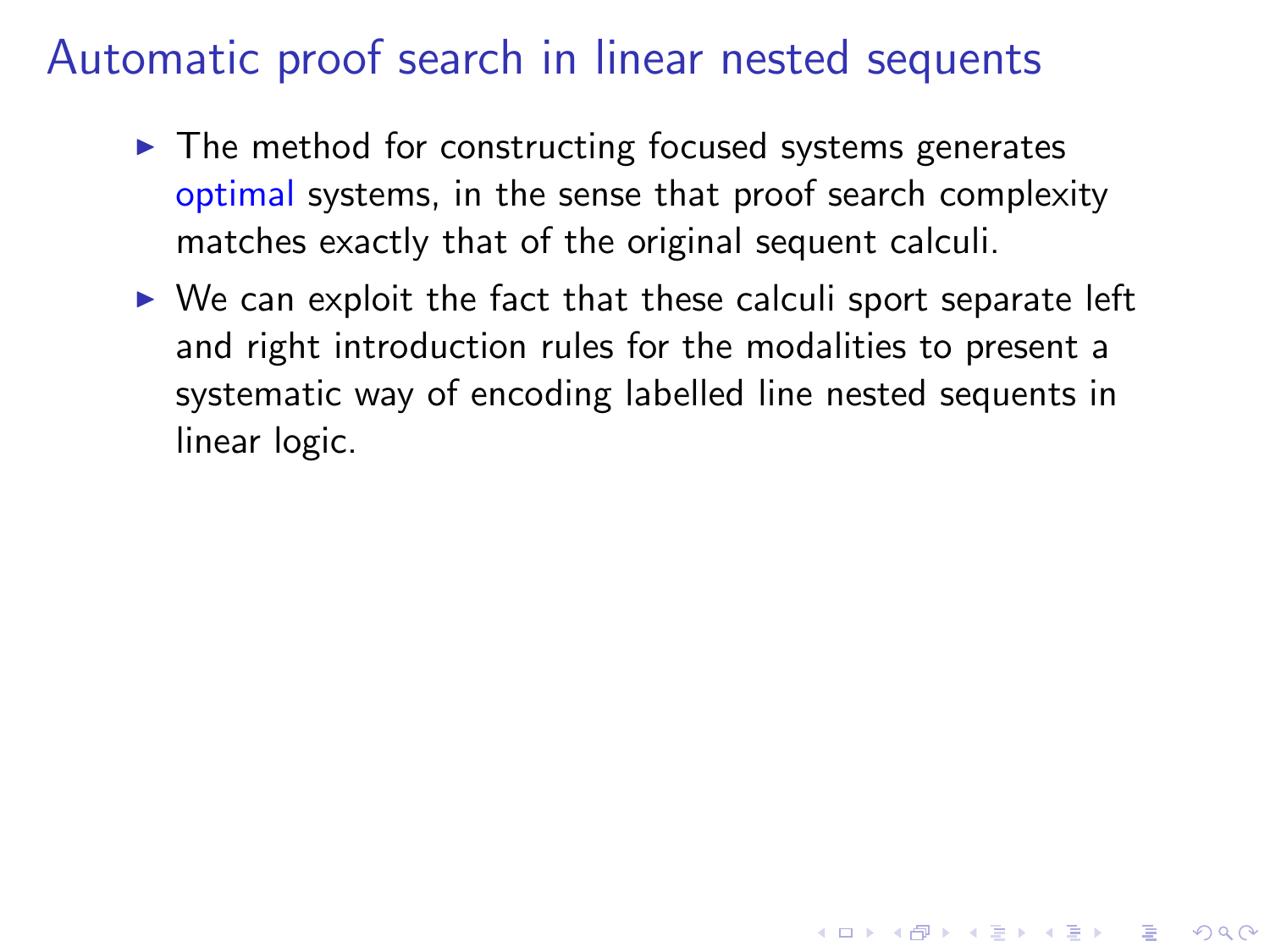# Automatic proof search in linear nested sequents

- The method for constructing focused systems generates optimal systems, in the sense that proof search complexity matches exactly that of the original sequent calculi.
- We can exploit the fact that these calculi sport separate left and right introduction rules for the modalities to present a systematic way of encoding labelled line nested sequents in linear logic.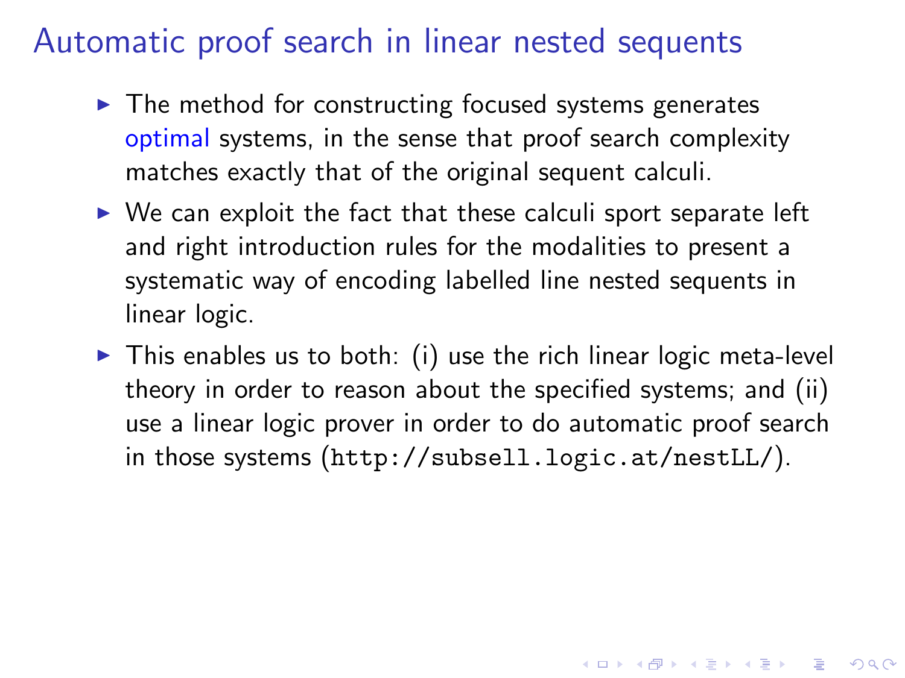# Automatic proof search in linear nested sequents

- The method for constructing focused systems generates optimal systems, in the sense that proof search complexity matches exactly that of the original sequent calculi.
- We can exploit the fact that these calculi sport separate left and right introduction rules for the modalities to present a systematic way of encoding labelled line nested sequents in linear logic.
- This enables us to both: (i) use the rich linear logic meta-level theory in order to reason about the specified systems; and (ii) use a linear logic prover in order to do automatic proof search in those systems (`http://subsell.logic.at/nestLL/`).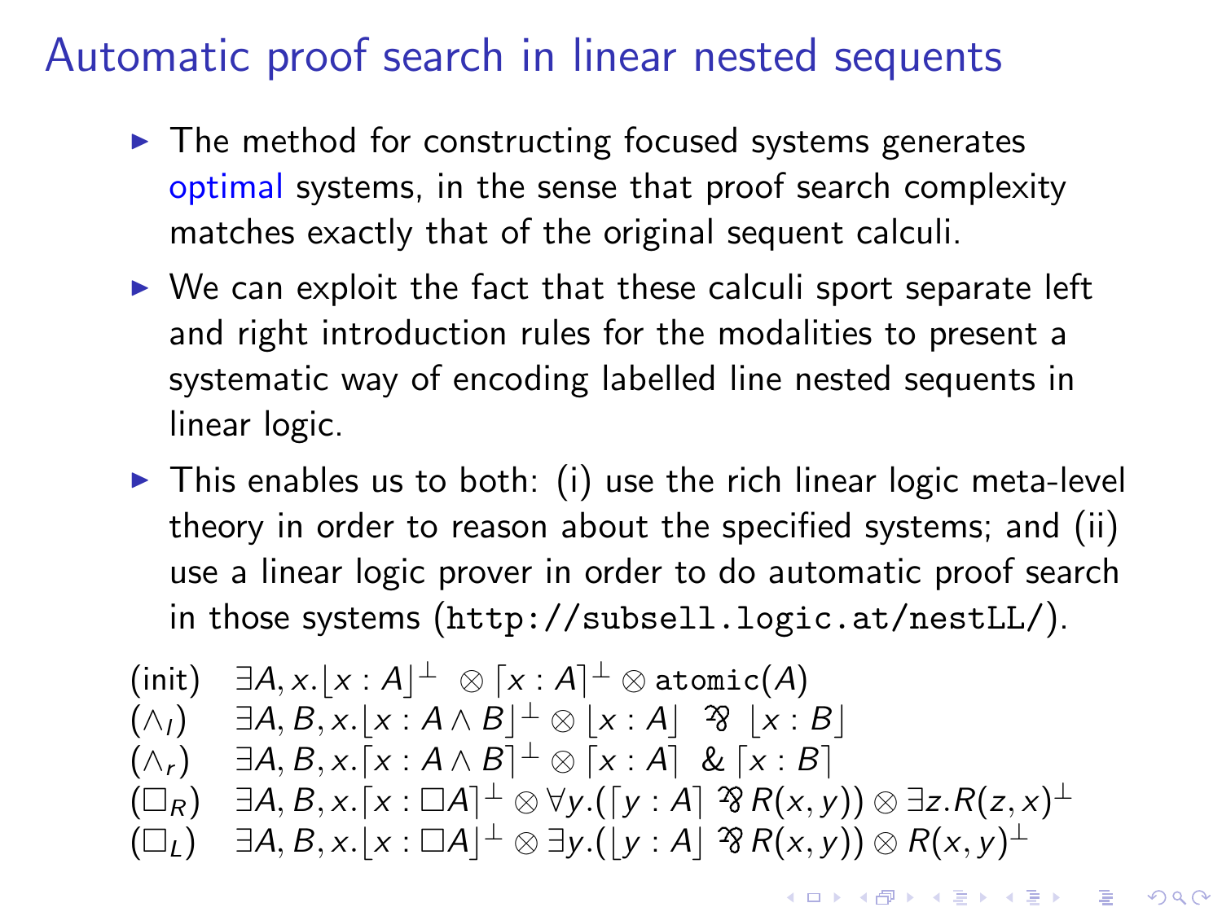# Automatic proof search in linear nested sequents

- The method for constructing focused systems generates optimal systems, in the sense that proof search complexity matches exactly that of the original sequent calculi.
- We can exploit the fact that these calculi sport separate left and right introduction rules for the modalities to present a systematic way of encoding labelled line nested sequents in linear logic.
- This enables us to both: (i) use the rich linear logic meta-level theory in order to reason about the specified systems; and (ii) use a linear logic prover in order to do automatic proof search in those systems (`http://subsell.logic.at/nestLL/`).

$$
\begin{array}{ll}
(\text{init}) & \exists A, x. \lfloor x : A \rfloor^{\perp} \otimes \lceil x : A \rceil^{\perp} \otimes \mathtt{atomic}(A) \\
(\wedge_l) & \exists A, B, x. \lfloor x : A \wedge B \rfloor^{\perp} \otimes \lfloor x : A \rfloor \invamp \lfloor x : B \rfloor \\
(\wedge_r) & \exists A, B, x. \lceil x : A \wedge B \rceil^{\perp} \otimes \lceil x : A \rceil \mathbin{\&} \lceil x : B \rceil \\
(\Box_R) & \exists A, B, x. \lceil x : \Box A \rceil^{\perp} \otimes \forall y. (\lceil y : A \rceil \invamp R(x, y)) \otimes \exists z. R(z, x)^{\perp} \\
(\Box_L) & \exists A, B, x. \lfloor x : \Box A \rfloor^{\perp} \otimes \exists y. (\lfloor y : A \rfloor \invamp R(x, y)) \otimes R(x, y)^{\perp}
\end{array}
$$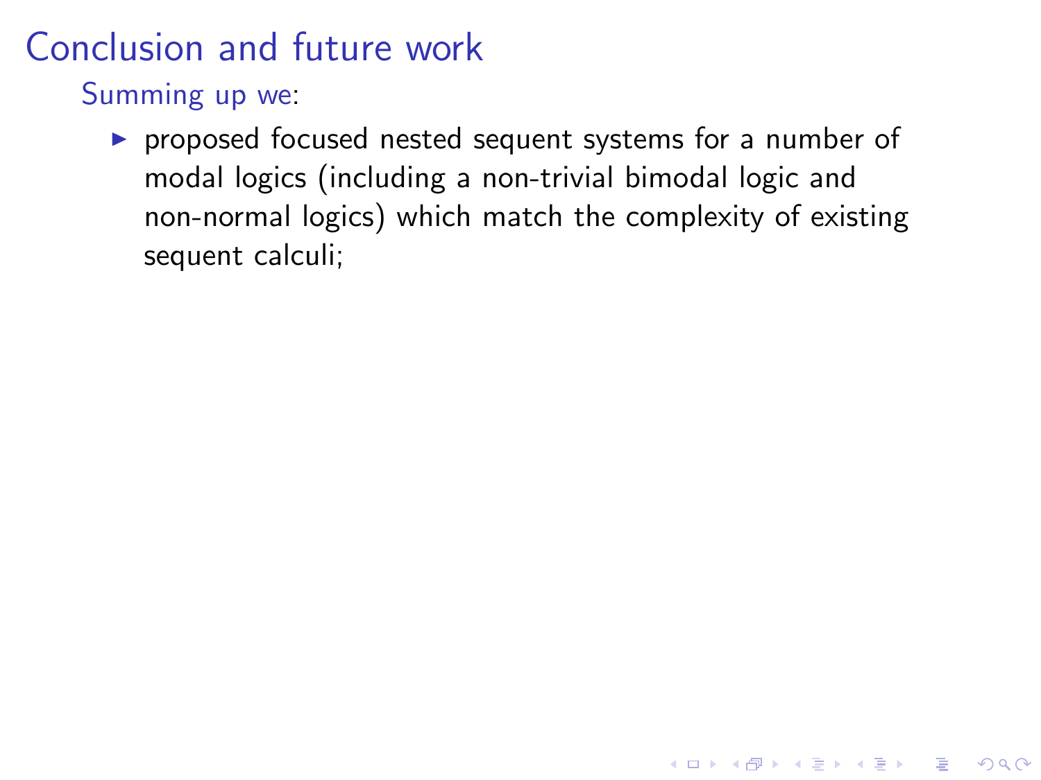# Conclusion and future work

Summing up we:

- proposed focused nested sequent systems for a number of modal logics (including a non-trivial bimodal logic and non-normal logics) which match the complexity of existing sequent calculi;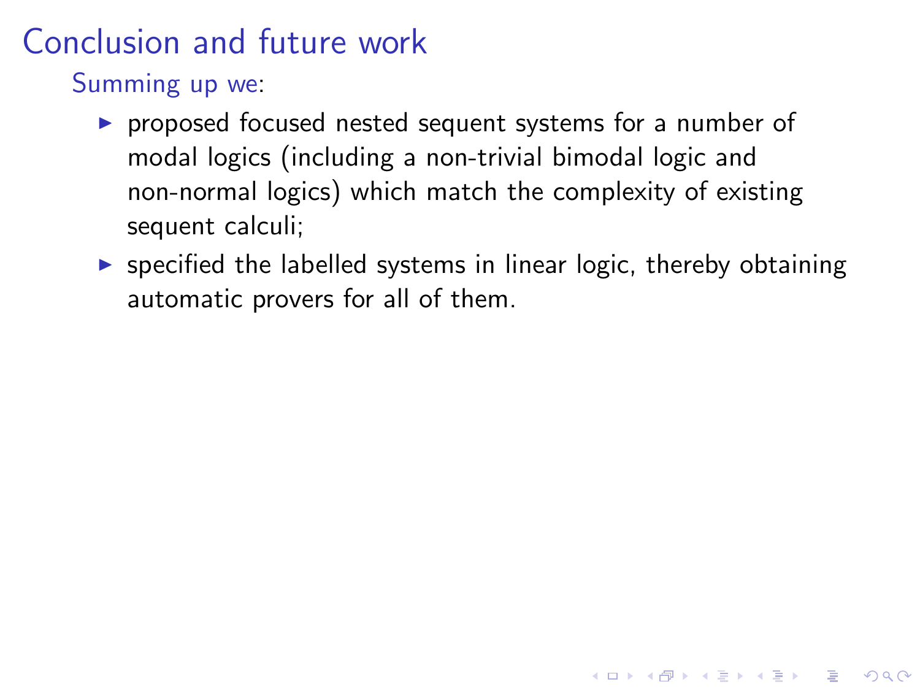# Conclusion and future work

Summing up we:

- proposed focused nested sequent systems for a number of modal logics (including a non-trivial bimodal logic and non-normal logics) which match the complexity of existing sequent calculi;
- specified the labelled systems in linear logic, thereby obtaining automatic provers for all of them.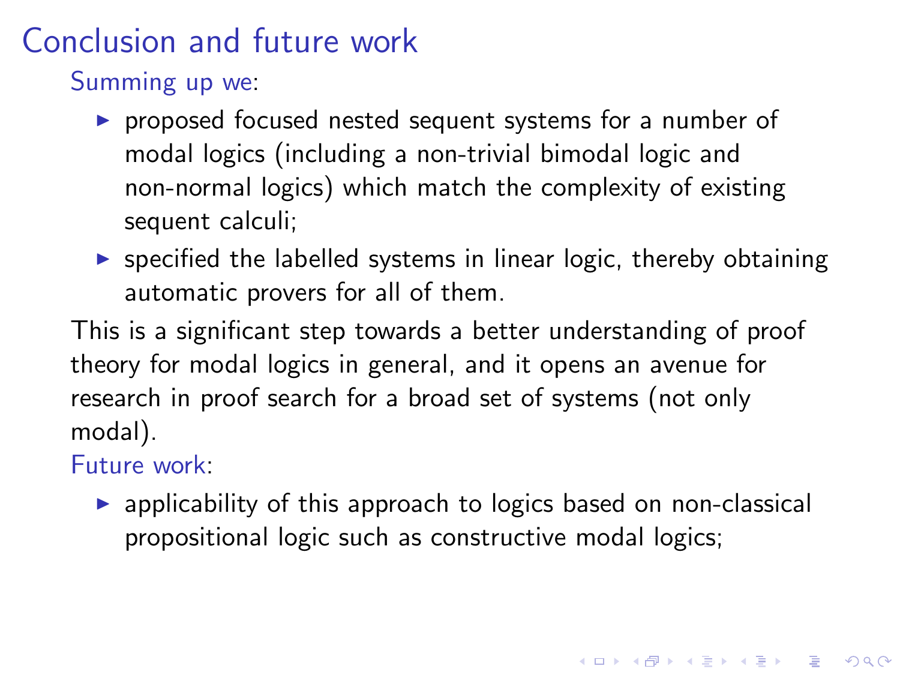# Conclusion and future work

Summing up we:

- proposed focused nested sequent systems for a number of modal logics (including a non-trivial bimodal logic and non-normal logics) which match the complexity of existing sequent calculi;
- specified the labelled systems in linear logic, thereby obtaining automatic provers for all of them.

This is a significant step towards a better understanding of proof theory for modal logics in general, and it opens an avenue for research in proof search for a broad set of systems (not only modal).

Future work:

- applicability of this approach to logics based on non-classical propositional logic such as constructive modal logics;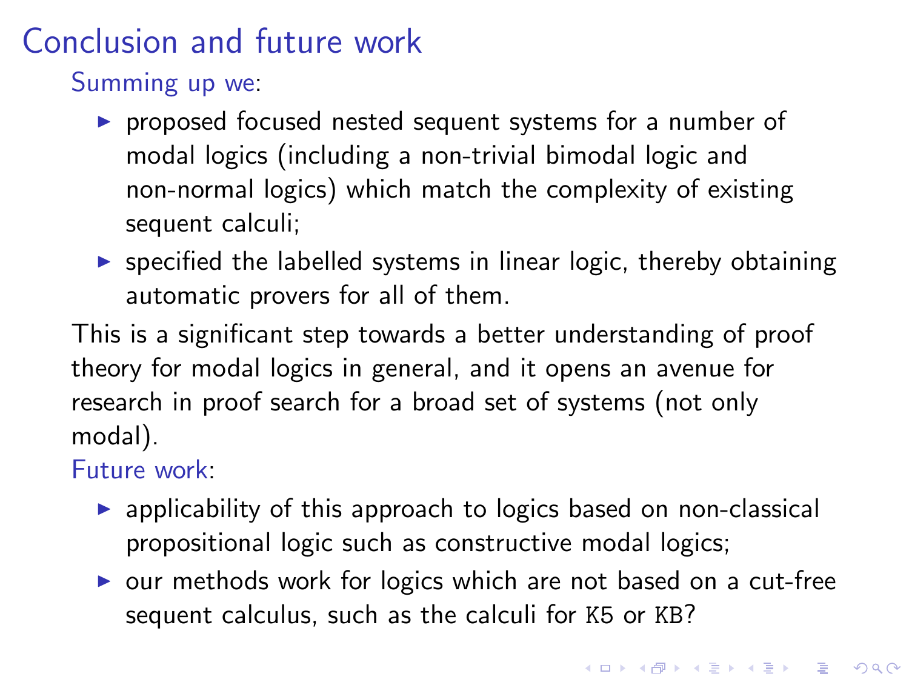# Conclusion and future work

Summing up we:

- proposed focused nested sequent systems for a number of modal logics (including a non-trivial bimodal logic and non-normal logics) which match the complexity of existing sequent calculi;
- specified the labelled systems in linear logic, thereby obtaining automatic provers for all of them.

This is a significant step towards a better understanding of proof theory for modal logics in general, and it opens an avenue for research in proof search for a broad set of systems (not only modal).

Future work:

- applicability of this approach to logics based on non-classical propositional logic such as constructive modal logics;
- our methods work for logics which are not based on a cut-free sequent calculus, such as the calculi for `K5` or `KB`?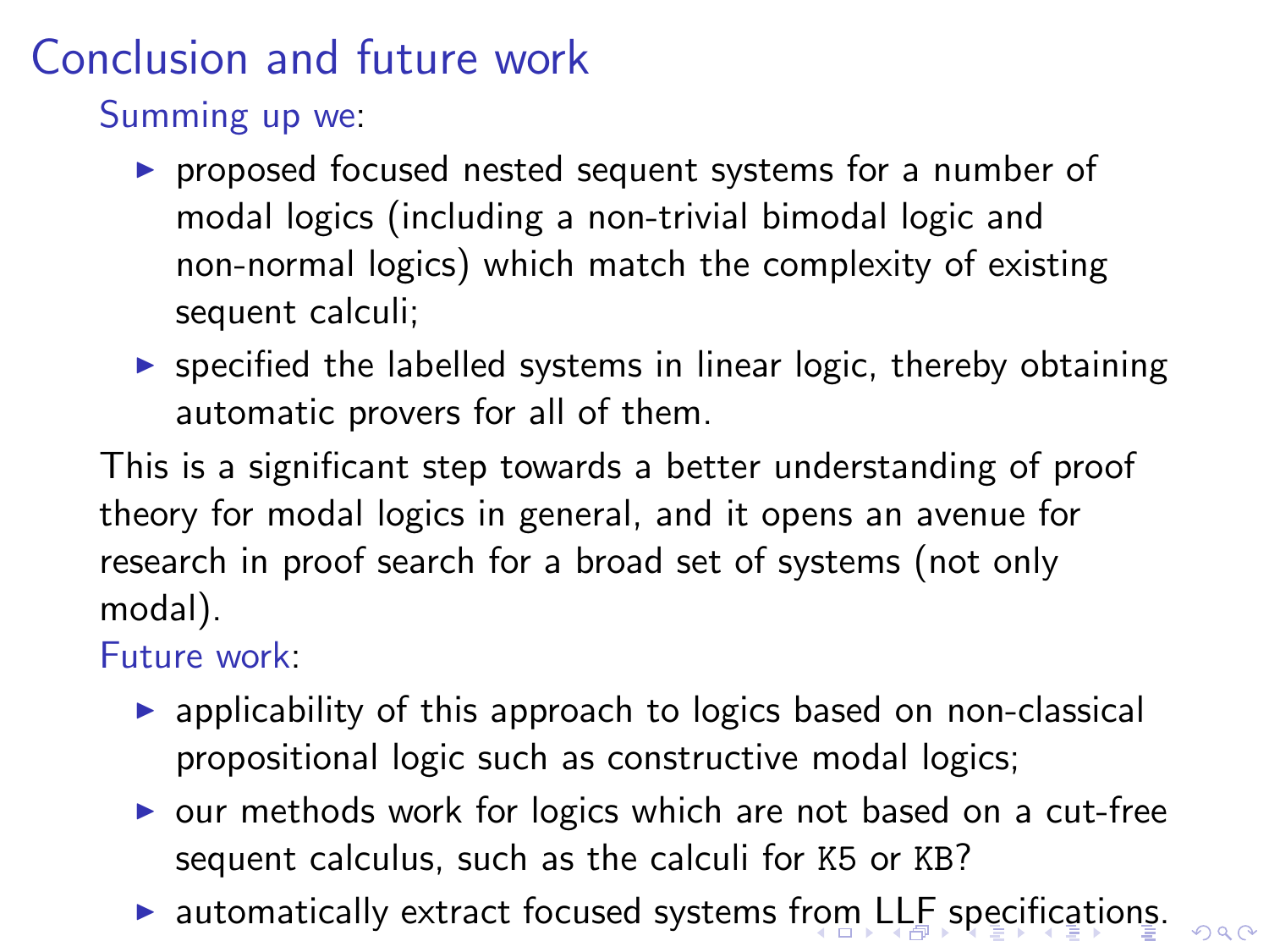# Conclusion and future work

Summing up we:

- proposed focused nested sequent systems for a number of modal logics (including a non-trivial bimodal logic and non-normal logics) which match the complexity of existing sequent calculi;
- specified the labelled systems in linear logic, thereby obtaining automatic provers for all of them.

This is a significant step towards a better understanding of proof theory for modal logics in general, and it opens an avenue for research in proof search for a broad set of systems (not only modal).

Future work:

- applicability of this approach to logics based on non-classical propositional logic such as constructive modal logics;
- our methods work for logics which are not based on a cut-free sequent calculus, such as the calculi for `K5` or `KB`?
- automatically extract focused systems from LLF specifications.